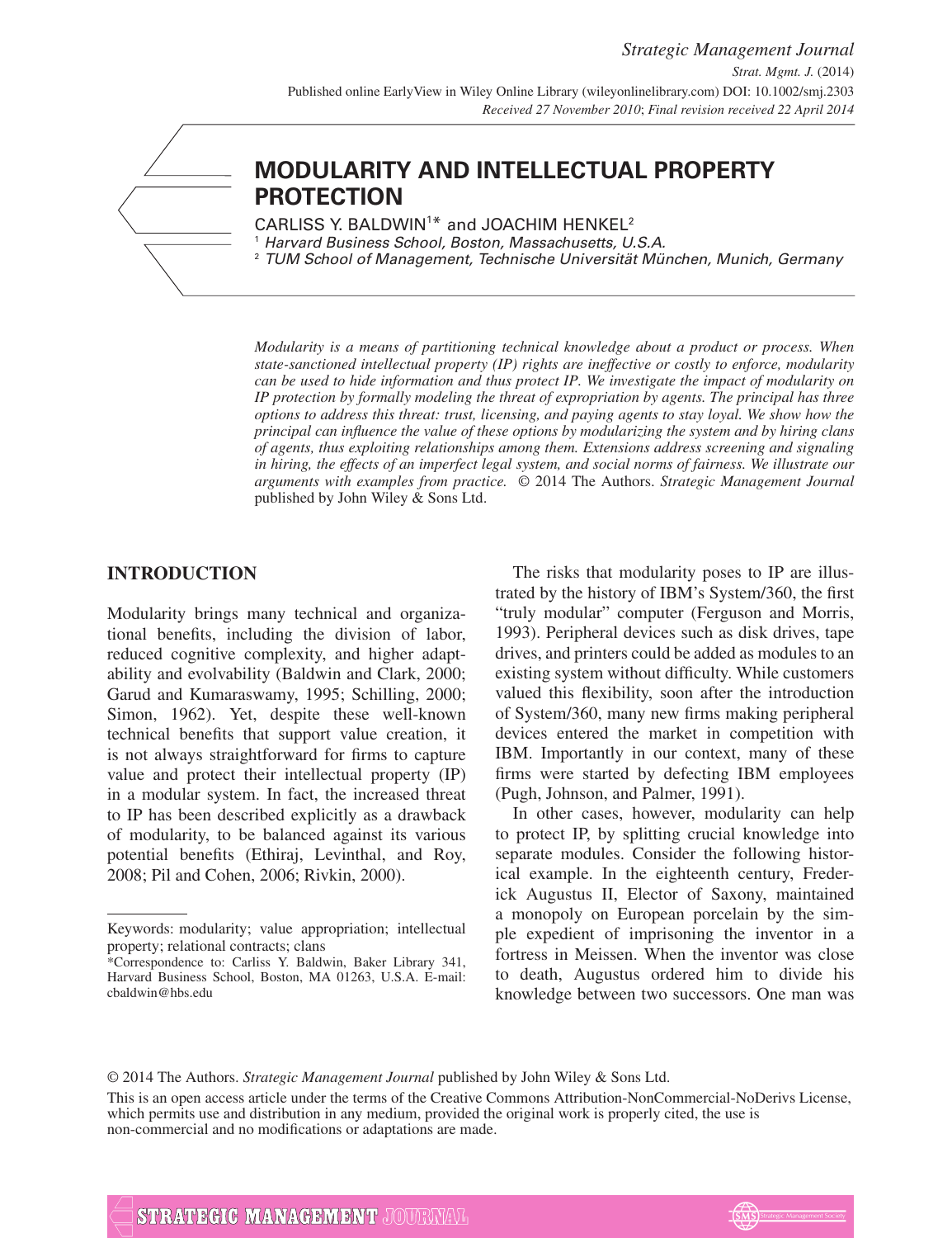# MODULARITY AND INTELLECTUAL PROPERTY PROTECTION

CARLISS Y. BALDWIN[1]* and JOACHIM HENKEL[2]

[1] *Harvard Business School, Boston, Massachusetts, U.S.A.*

[2] *TUM School of Management, Technische Universität München, Munich, Germany*

*Modularity is a means of partitioning technical knowledge about a product or process. When state-sanctioned intellectual property (IP) rights are ineffective or costly to enforce, modularity can be used to hide information and thus protect IP. We investigate the impact of modularity on IP protection by formally modeling the threat of expropriation by agents. The principal has three options to address this threat: trust, licensing, and paying agents to stay loyal. We show how the principal can influence the value of these options by modularizing the system and by hiring clans of agents, thus exploiting relationships among them. Extensions address screening and signaling in hiring, the effects of an imperfect legal system, and social norms of fairness. We illustrate our arguments with examples from practice.* © 2014 The Authors. *Strategic Management Journal* published by John Wiley & Sons Ltd.

## INTRODUCTION

Modularity brings many technical and organizational benefits, including the division of labor, reduced cognitive complexity, and higher adaptability and evolvability (Baldwin and Clark, 2000; Garud and Kumaraswamy, 1995; Schilling, 2000; Simon, 1962). Yet, despite these well-known technical benefits that support value creation, it is not always straightforward for firms to capture value and protect their intellectual property (IP) in a modular system. In fact, the increased threat to IP has been described explicitly as a drawback of modularity, to be balanced against its various potential benefits (Ethiraj, Levinthal, and Roy, 2008; Pil and Cohen, 2006; Rivkin, 2000).

The risks that modularity poses to IP are illustrated by the history of IBM's System/360, the first "truly modular" computer (Ferguson and Morris, 1993). Peripheral devices such as disk drives, tape drives, and printers could be added as modules to an existing system without difficulty. While customers valued this flexibility, soon after the introduction of System/360, many new firms making peripheral devices entered the market in competition with IBM. Importantly in our context, many of these firms were started by defecting IBM employees (Pugh, Johnson, and Palmer, 1991).

In other cases, however, modularity can help to protect IP, by splitting crucial knowledge into separate modules. Consider the following historical example. In the eighteenth century, Frederick Augustus II, Elector of Saxony, maintained a monopoly on European porcelain by the simple expedient of imprisoning the inventor in a fortress in Meissen. When the inventor was close to death, Augustus ordered him to divide his knowledge between two successors. One man was

---

Keywords: modularity; value appropriation; intellectual property; relational contracts; clans

*Correspondence to: Carliss Y. Baldwin, Baker Library 341, Harvard Business School, Boston, MA 01263, U.S.A. E-mail: cbaldwin@hbs.edu

© 2014 The Authors. *Strategic Management Journal* published by John Wiley & Sons Ltd.

This is an open access article under the terms of the Creative Commons Attribution-NonCommercial-NoDerivs License, which permits use and distribution in any medium, provided the original work is properly cited, the use is non-commercial and no modifications or adaptations are made.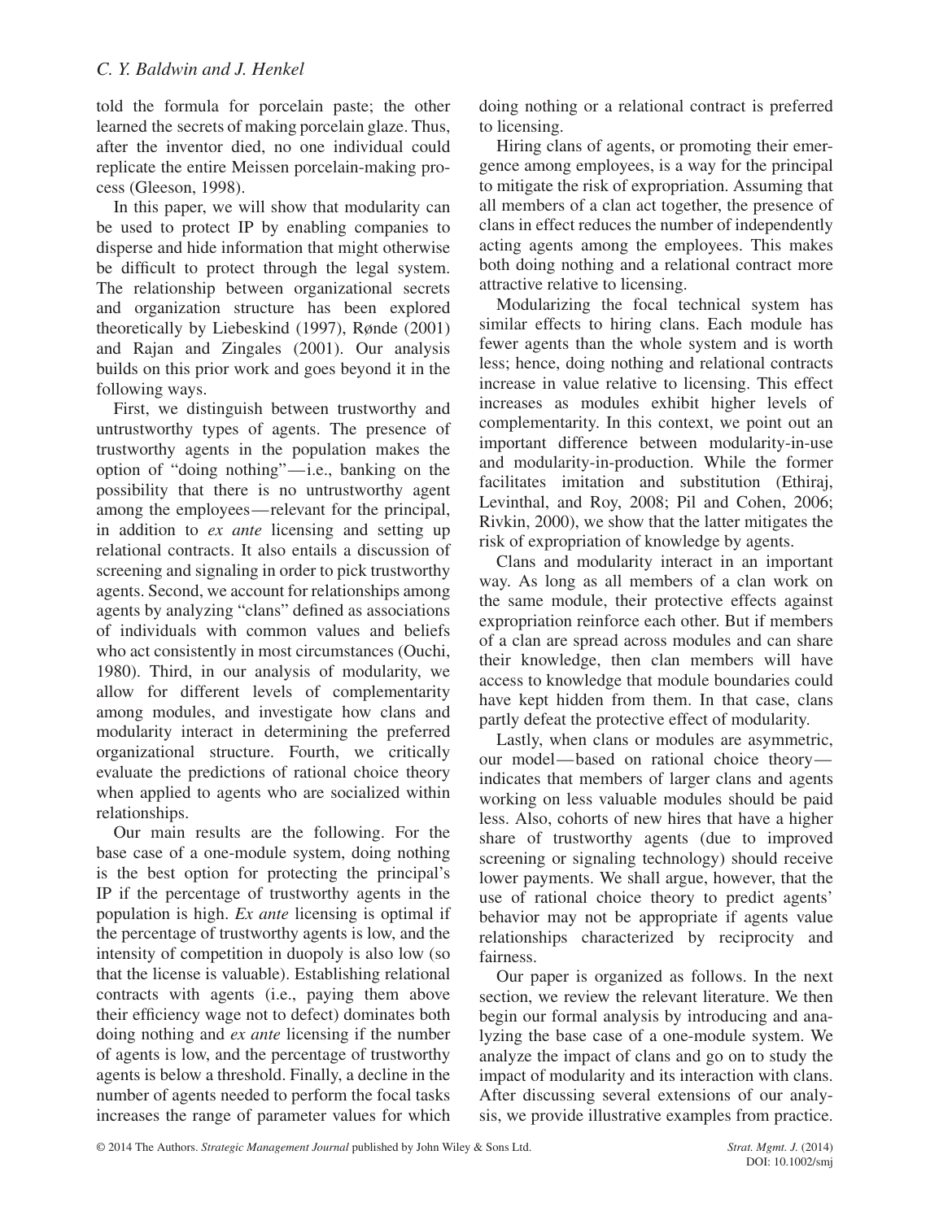told the formula for porcelain paste; the other learned the secrets of making porcelain glaze. Thus, after the inventor died, no one individual could replicate the entire Meissen porcelain-making process (Gleeson, 1998).

In this paper, we will show that modularity can be used to protect IP by enabling companies to disperse and hide information that might otherwise be difficult to protect through the legal system. The relationship between organizational secrets and organization structure has been explored theoretically by Liebeskind (1997), Rønde (2001) and Rajan and Zingales (2001). Our analysis builds on this prior work and goes beyond it in the following ways.

First, we distinguish between trustworthy and untrustworthy types of agents. The presence of trustworthy agents in the population makes the option of "doing nothing"—i.e., banking on the possibility that there is no untrustworthy agent among the employees—relevant for the principal, in addition to *ex ante* licensing and setting up relational contracts. It also entails a discussion of screening and signaling in order to pick trustworthy agents. Second, we account for relationships among agents by analyzing "clans" defined as associations of individuals with common values and beliefs who act consistently in most circumstances (Ouchi, 1980). Third, in our analysis of modularity, we allow for different levels of complementarity among modules, and investigate how clans and modularity interact in determining the preferred organizational structure. Fourth, we critically evaluate the predictions of rational choice theory when applied to agents who are socialized within relationships.

Our main results are the following. For the base case of a one-module system, doing nothing is the best option for protecting the principal's IP if the percentage of trustworthy agents in the population is high. *Ex ante* licensing is optimal if the percentage of trustworthy agents is low, and the intensity of competition in duopoly is also low (so that the license is valuable). Establishing relational contracts with agents (i.e., paying them above their efficiency wage not to defect) dominates both doing nothing and *ex ante* licensing if the number of agents is low, and the percentage of trustworthy agents is below a threshold. Finally, a decline in the number of agents needed to perform the focal tasks increases the range of parameter values for which doing nothing or a relational contract is preferred to licensing.

Hiring clans of agents, or promoting their emergence among employees, is a way for the principal to mitigate the risk of expropriation. Assuming that all members of a clan act together, the presence of clans in effect reduces the number of independently acting agents among the employees. This makes both doing nothing and a relational contract more attractive relative to licensing.

Modularizing the focal technical system has similar effects to hiring clans. Each module has fewer agents than the whole system and is worth less; hence, doing nothing and relational contracts increase in value relative to licensing. This effect increases as modules exhibit higher levels of complementarity. In this context, we point out an important difference between modularity-in-use and modularity-in-production. While the former facilitates imitation and substitution (Ethiraj, Levinthal, and Roy, 2008; Pil and Cohen, 2006; Rivkin, 2000), we show that the latter mitigates the risk of expropriation of knowledge by agents.

Clans and modularity interact in an important way. As long as all members of a clan work on the same module, their protective effects against expropriation reinforce each other. But if members of a clan are spread across modules and can share their knowledge, then clan members will have access to knowledge that module boundaries could have kept hidden from them. In that case, clans partly defeat the protective effect of modularity.

Lastly, when clans or modules are asymmetric, our model—based on rational choice theory—indicates that members of larger clans and agents working on less valuable modules should be paid less. Also, cohorts of new hires that have a higher share of trustworthy agents (due to improved screening or signaling technology) should receive lower payments. We shall argue, however, that the use of rational choice theory to predict agents' behavior may not be appropriate if agents value relationships characterized by reciprocity and fairness.

Our paper is organized as follows. In the next section, we review the relevant literature. We then begin our formal analysis by introducing and analyzing the base case of a one-module system. We analyze the impact of clans and go on to study the impact of modularity and its interaction with clans. After discussing several extensions of our analysis, we provide illustrative examples from practice.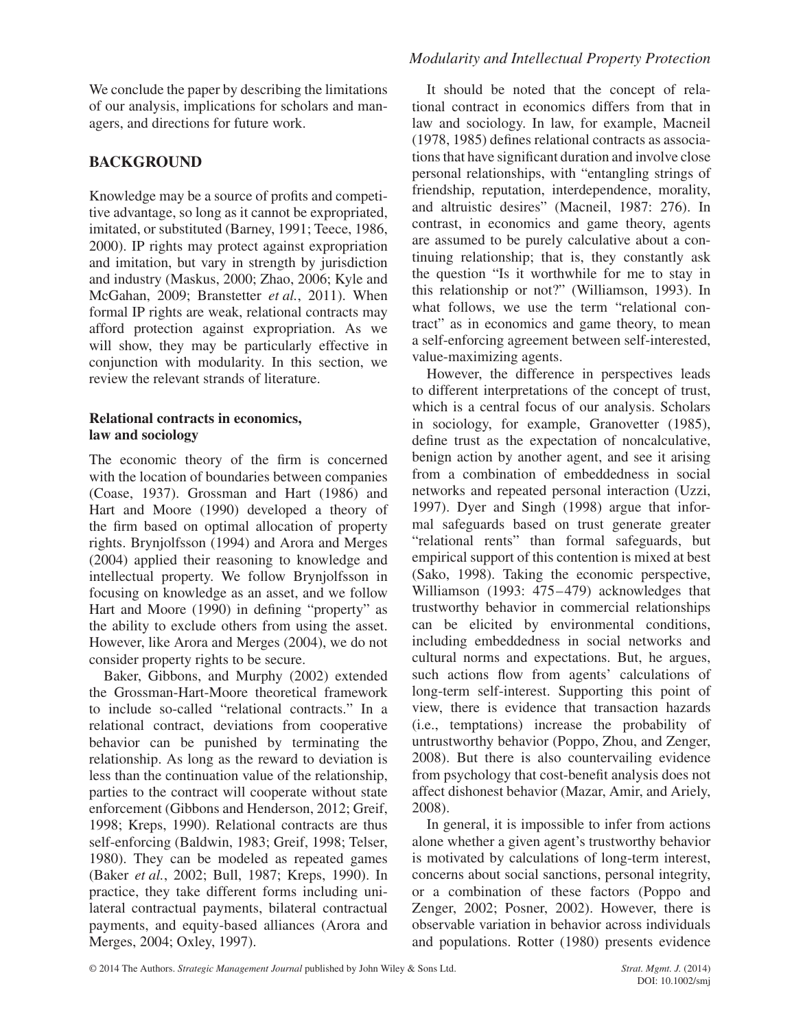We conclude the paper by describing the limitations of our analysis, implications for scholars and managers, and directions for future work.

## BACKGROUND

Knowledge may be a source of profits and competitive advantage, so long as it cannot be expropriated, imitated, or substituted (Barney, 1991; Teece, 1986, 2000). IP rights may protect against expropriation and imitation, but vary in strength by jurisdiction and industry (Maskus, 2000; Zhao, 2006; Kyle and McGahan, 2009; Branstetter *et al.*, 2011). When formal IP rights are weak, relational contracts may afford protection against expropriation. As we will show, they may be particularly effective in conjunction with modularity. In this section, we review the relevant strands of literature.

### Relational contracts in economics, law and sociology

The economic theory of the firm is concerned with the location of boundaries between companies (Coase, 1937). Grossman and Hart (1986) and Hart and Moore (1990) developed a theory of the firm based on optimal allocation of property rights. Brynjolfsson (1994) and Arora and Merges (2004) applied their reasoning to knowledge and intellectual property. We follow Brynjolfsson in focusing on knowledge as an asset, and we follow Hart and Moore (1990) in defining "property" as the ability to exclude others from using the asset. However, like Arora and Merges (2004), we do not consider property rights to be secure.

Baker, Gibbons, and Murphy (2002) extended the Grossman-Hart-Moore theoretical framework to include so-called "relational contracts." In a relational contract, deviations from cooperative behavior can be punished by terminating the relationship. As long as the reward to deviation is less than the continuation value of the relationship, parties to the contract will cooperate without state enforcement (Gibbons and Henderson, 2012; Greif, 1998; Kreps, 1990). Relational contracts are thus self-enforcing (Baldwin, 1983; Greif, 1998; Telser, 1980). They can be modeled as repeated games (Baker *et al.*, 2002; Bull, 1987; Kreps, 1990). In practice, they take different forms including unilateral contractual payments, bilateral contractual payments, and equity-based alliances (Arora and Merges, 2004; Oxley, 1997).

It should be noted that the concept of relational contract in economics differs from that in law and sociology. In law, for example, Macneil (1978, 1985) defines relational contracts as associations that have significant duration and involve close personal relationships, with "entangling strings of friendship, reputation, interdependence, morality, and altruistic desires" (Macneil, 1987: 276). In contrast, in economics and game theory, agents are assumed to be purely calculative about a continuing relationship; that is, they constantly ask the question "Is it worthwhile for me to stay in this relationship or not?" (Williamson, 1993). In what follows, we use the term "relational contract" as in economics and game theory, to mean a self-enforcing agreement between self-interested, value-maximizing agents.

However, the difference in perspectives leads to different interpretations of the concept of trust, which is a central focus of our analysis. Scholars in sociology, for example, Granovetter (1985), define trust as the expectation of noncalculative, benign action by another agent, and see it arising from a combination of embeddedness in social networks and repeated personal interaction (Uzzi, 1997). Dyer and Singh (1998) argue that informal safeguards based on trust generate greater "relational rents" than formal safeguards, but empirical support of this contention is mixed at best (Sako, 1998). Taking the economic perspective, Williamson (1993: 475–479) acknowledges that trustworthy behavior in commercial relationships can be elicited by environmental conditions, including embeddedness in social networks and cultural norms and expectations. But, he argues, such actions flow from agents' calculations of long-term self-interest. Supporting this point of view, there is evidence that transaction hazards (i.e., temptations) increase the probability of untrustworthy behavior (Poppo, Zhou, and Zenger, 2008). But there is also countervailing evidence from psychology that cost-benefit analysis does not affect dishonest behavior (Mazar, Amir, and Ariely, 2008).

In general, it is impossible to infer from actions alone whether a given agent's trustworthy behavior is motivated by calculations of long-term interest, concerns about social sanctions, personal integrity, or a combination of these factors (Poppo and Zenger, 2002; Posner, 2002). However, there is observable variation in behavior across individuals and populations. Rotter (1980) presents evidence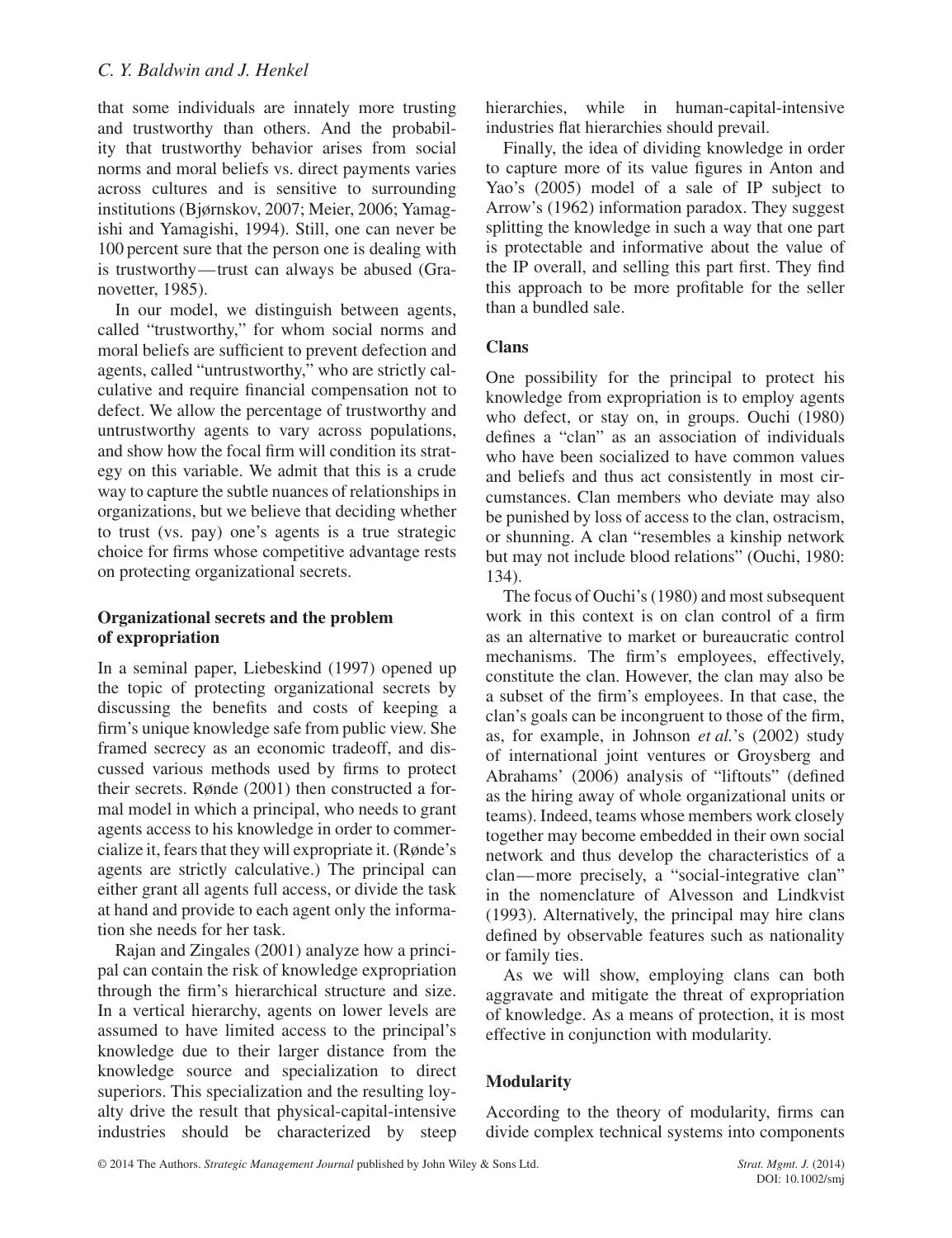that some individuals are innately more trusting and trustworthy than others. And the probability that trustworthy behavior arises from social norms and moral beliefs vs. direct payments varies across cultures and is sensitive to surrounding institutions (Bjørnskov, 2007; Meier, 2006; Yamagishi and Yamagishi, 1994). Still, one can never be 100 percent sure that the person one is dealing with is trustworthy—trust can always be abused (Granovetter, 1985).

In our model, we distinguish between agents, called "trustworthy," for whom social norms and moral beliefs are sufficient to prevent defection and agents, called "untrustworthy," who are strictly calculative and require financial compensation not to defect. We allow the percentage of trustworthy and untrustworthy agents to vary across populations, and show how the focal firm will condition its strategy on this variable. We admit that this is a crude way to capture the subtle nuances of relationships in organizations, but we believe that deciding whether to trust (vs. pay) one's agents is a true strategic choice for firms whose competitive advantage rests on protecting organizational secrets.

## Organizational secrets and the problem of expropriation

In a seminal paper, Liebeskind (1997) opened up the topic of protecting organizational secrets by discussing the benefits and costs of keeping a firm's unique knowledge safe from public view. She framed secrecy as an economic tradeoff, and discussed various methods used by firms to protect their secrets. Rønde (2001) then constructed a formal model in which a principal, who needs to grant agents access to his knowledge in order to commercialize it, fears that they will expropriate it. (Rønde's agents are strictly calculative.) The principal can either grant all agents full access, or divide the task at hand and provide to each agent only the information she needs for her task.

Rajan and Zingales (2001) analyze how a principal can contain the risk of knowledge expropriation through the firm's hierarchical structure and size. In a vertical hierarchy, agents on lower levels are assumed to have limited access to the principal's knowledge due to their larger distance from the knowledge source and specialization to direct superiors. This specialization and the resulting loyalty drive the result that physical-capital-intensive industries should be characterized by steep hierarchies, while in human-capital-intensive industries flat hierarchies should prevail.

Finally, the idea of dividing knowledge in order to capture more of its value figures in Anton and Yao's (2005) model of a sale of IP subject to Arrow's (1962) information paradox. They suggest splitting the knowledge in such a way that one part is protectable and informative about the value of the IP overall, and selling this part first. They find this approach to be more profitable for the seller than a bundled sale.

## Clans

One possibility for the principal to protect his knowledge from expropriation is to employ agents who defect, or stay on, in groups. Ouchi (1980) defines a "clan" as an association of individuals who have been socialized to have common values and beliefs and thus act consistently in most circumstances. Clan members who deviate may also be punished by loss of access to the clan, ostracism, or shunning. A clan "resembles a kinship network but may not include blood relations" (Ouchi, 1980: 134).

The focus of Ouchi's (1980) and most subsequent work in this context is on clan control of a firm as an alternative to market or bureaucratic control mechanisms. The firm's employees, effectively, constitute the clan. However, the clan may also be a subset of the firm's employees. In that case, the clan's goals can be incongruent to those of the firm, as, for example, in Johnson *et al.*'s (2002) study of international joint ventures or Groysberg and Abrahams' (2006) analysis of "liftouts" (defined as the hiring away of whole organizational units or teams). Indeed, teams whose members work closely together may become embedded in their own social network and thus develop the characteristics of a clan—more precisely, a "social-integrative clan" in the nomenclature of Alvesson and Lindkvist (1993). Alternatively, the principal may hire clans defined by observable features such as nationality or family ties.

As we will show, employing clans can both aggravate and mitigate the threat of expropriation of knowledge. As a means of protection, it is most effective in conjunction with modularity.

## Modularity

According to the theory of modularity, firms can divide complex technical systems into components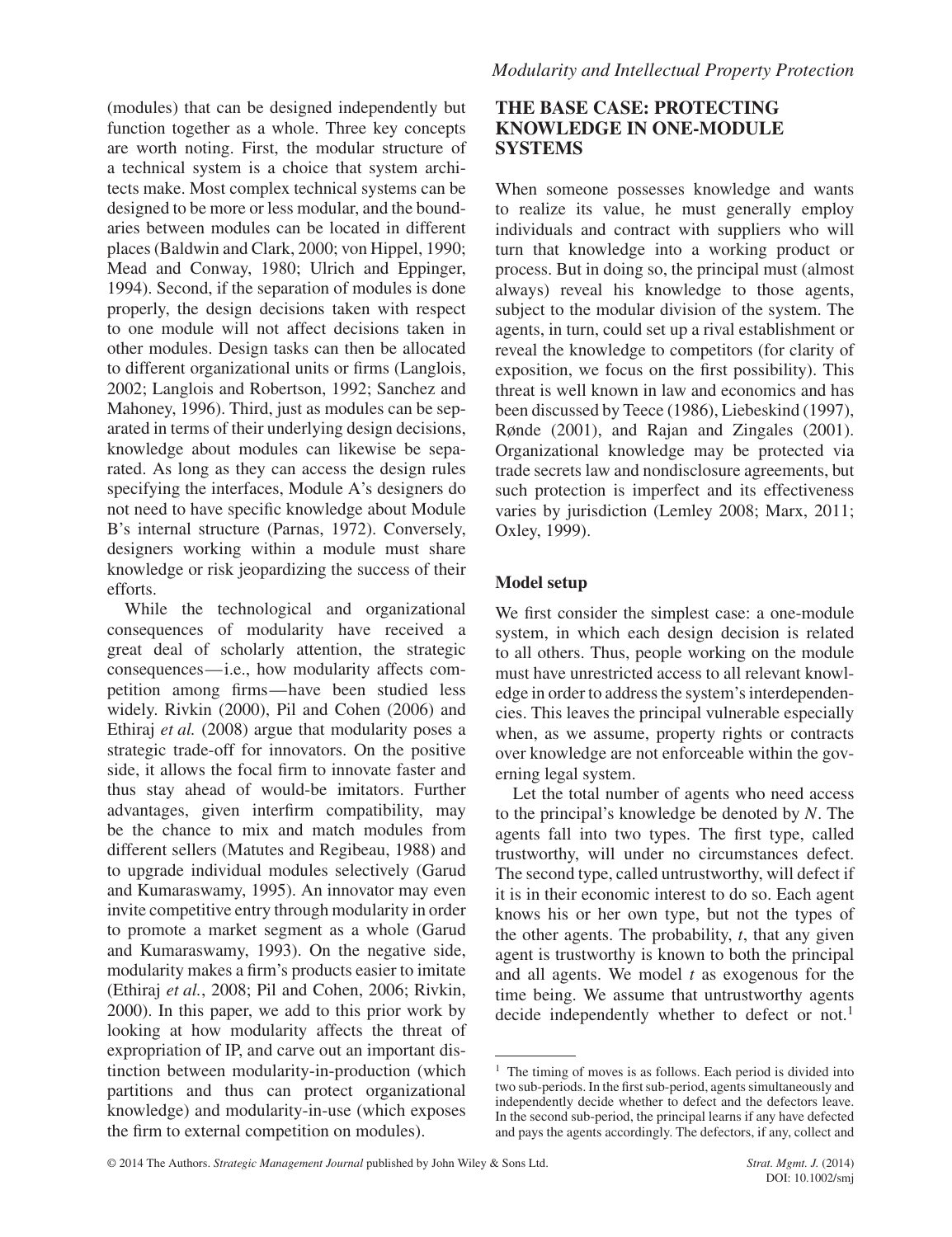(modules) that can be designed independently but function together as a whole. Three key concepts are worth noting. First, the modular structure of a technical system is a choice that system architects make. Most complex technical systems can be designed to be more or less modular, and the boundaries between modules can be located in different places (Baldwin and Clark, 2000; von Hippel, 1990; Mead and Conway, 1980; Ulrich and Eppinger, 1994). Second, if the separation of modules is done properly, the design decisions taken with respect to one module will not affect decisions taken in other modules. Design tasks can then be allocated to different organizational units or firms (Langlois, 2002; Langlois and Robertson, 1992; Sanchez and Mahoney, 1996). Third, just as modules can be separated in terms of their underlying design decisions, knowledge about modules can likewise be separated. As long as they can access the design rules specifying the interfaces, Module A's designers do not need to have specific knowledge about Module B's internal structure (Parnas, 1972). Conversely, designers working within a module must share knowledge or risk jeopardizing the success of their efforts.

While the technological and organizational consequences of modularity have received a great deal of scholarly attention, the strategic consequences—i.e., how modularity affects competition among firms—have been studied less widely. Rivkin (2000), Pil and Cohen (2006) and Ethiraj *et al.* (2008) argue that modularity poses a strategic trade-off for innovators. On the positive side, it allows the focal firm to innovate faster and thus stay ahead of would-be imitators. Further advantages, given interfirm compatibility, may be the chance to mix and match modules from different sellers (Matutes and Regibeau, 1988) and to upgrade individual modules selectively (Garud and Kumaraswamy, 1995). An innovator may even invite competitive entry through modularity in order to promote a market segment as a whole (Garud and Kumaraswamy, 1993). On the negative side, modularity makes a firm's products easier to imitate (Ethiraj *et al.*, 2008; Pil and Cohen, 2006; Rivkin, 2000). In this paper, we add to this prior work by looking at how modularity affects the threat of expropriation of IP, and carve out an important distinction between modularity-in-production (which partitions and thus can protect organizational knowledge) and modularity-in-use (which exposes the firm to external competition on modules).

## THE BASE CASE: PROTECTING KNOWLEDGE IN ONE-MODULE SYSTEMS

When someone possesses knowledge and wants to realize its value, he must generally employ individuals and contract with suppliers who will turn that knowledge into a working product or process. But in doing so, the principal must (almost always) reveal his knowledge to those agents, subject to the modular division of the system. The agents, in turn, could set up a rival establishment or reveal the knowledge to competitors (for clarity of exposition, we focus on the first possibility). This threat is well known in law and economics and has been discussed by Teece (1986), Liebeskind (1997), Rønde (2001), and Rajan and Zingales (2001). Organizational knowledge may be protected via trade secrets law and nondisclosure agreements, but such protection is imperfect and its effectiveness varies by jurisdiction (Lemley 2008; Marx, 2011; Oxley, 1999).

### Model setup

We first consider the simplest case: a one-module system, in which each design decision is related to all others. Thus, people working on the module must have unrestricted access to all relevant knowledge in order to address the system's interdependencies. This leaves the principal vulnerable especially when, as we assume, property rights or contracts over knowledge are not enforceable within the governing legal system.

Let the total number of agents who need access to the principal's knowledge be denoted by $N$. The agents fall into two types. The first type, called trustworthy, will under no circumstances defect. The second type, called untrustworthy, will defect if it is in their economic interest to do so. Each agent knows his or her own type, but not the types of the other agents. The probability, $t$, that any given agent is trustworthy is known to both the principal and all agents. We model $t$ as exogenous for the time being. We assume that untrustworthy agents decide independently whether to defect or not.[1]

[1] The timing of moves is as follows. Each period is divided into two sub-periods. In the first sub-period, agents simultaneously and independently decide whether to defect and the defectors leave. In the second sub-period, the principal learns if any have defected and pays the agents accordingly. The defectors, if any, collect and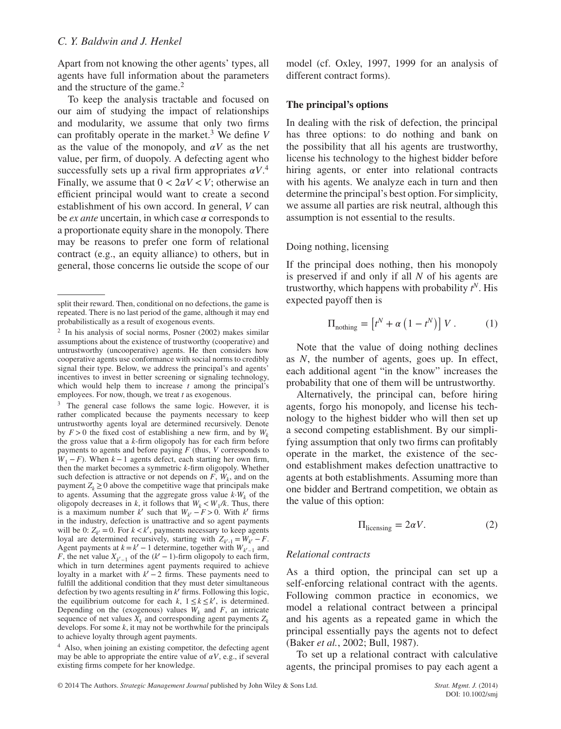Apart from not knowing the other agents' types, all agents have full information about the parameters and the structure of the game.[2]

To keep the analysis tractable and focused on our aim of studying the impact of relationships and modularity, we assume that only two firms can profitably operate in the market.[3] We define $V$ as the value of the monopoly, and $\alpha V$ as the net value, per firm, of duopoly. A defecting agent who successfully sets up a rival firm appropriates $\alpha V$.[4] Finally, we assume that $0 < 2\alpha V < V$; otherwise an efficient principal would want to create a second establishment of his own accord. In general, $V$ can be *ex ante* uncertain, in which case $\alpha$ corresponds to a proportionate equity share in the monopoly. There may be reasons to prefer one form of relational contract (e.g., an equity alliance) to others, but in general, those concerns lie outside the scope of our model (cf. Oxley, 1997, 1999 for an analysis of different contract forms).

## The principal's options

In dealing with the risk of defection, the principal has three options: to do nothing and bank on the possibility that all his agents are trustworthy, license his technology to the highest bidder before hiring agents, or enter into relational contracts with his agents. We analyze each in turn and then determine the principal's best option. For simplicity, we assume all parties are risk neutral, although this assumption is not essential to the results.

### Doing nothing, licensing

If the principal does nothing, then his monopoly is preserved if and only if all $N$ of his agents are trustworthy, which happens with probability $t^N$. His expected payoff then is

$$\Pi_{\text{nothing}} = \left[t^N + \alpha\left(1 - t^N\right)\right] V. \qquad (1)$$

Note that the value of doing nothing declines as $N$, the number of agents, goes up. In effect, each additional agent "in the know" increases the probability that one of them will be untrustworthy.

Alternatively, the principal can, before hiring agents, forgo his monopoly, and license his technology to the highest bidder who will then set up a second competing establishment. By our simplifying assumption that only two firms can profitably operate in the market, the existence of the second establishment makes defection unattractive to agents at both establishments. Assuming more than one bidder and Bertrand competition, we obtain as the value of this option:

$$\Pi_{\text{licensing}} = 2\alpha V. \qquad (2)$$

### *Relational contracts*

As a third option, the principal can set up a self-enforcing relational contract with the agents. Following common practice in economics, we model a relational contract between a principal and his agents as a repeated game in which the principal essentially pays the agents not to defect (Baker *et al.*, 2002; Bull, 1987).

To set up a relational contract with calculative agents, the principal promises to pay each agent a

---

split their reward. Then, conditional on no defections, the game is repeated. There is no last period of the game, although it may end probabilistically as a result of exogenous events.

[2] In his analysis of social norms, Posner (2002) makes similar assumptions about the existence of trustworthy (cooperative) and untrustworthy (uncooperative) agents. He then considers how cooperative agents use conformance with social norms to credibly signal their type. Below, we address the principal's and agents' incentives to invest in better screening or signaling technology, which would help them to increase $t$ among the principal's employees. For now, though, we treat $t$ as exogenous.

[3] The general case follows the same logic. However, it is rather complicated because the payments necessary to keep untrustworthy agents loyal are determined recursively. Denote by $F > 0$ the fixed cost of establishing a new firm, and by $W_k$ the gross value that a $k$-firm oligopoly has for each firm before payments to agents and before paying $F$ (thus, $V$ corresponds to $W_1 - F$). When $k - 1$ agents defect, each starting her own firm, then the market becomes a symmetric $k$-firm oligopoly. Whether such defection is attractive or not depends on $F$, $W_k$, and on the payment $Z_k \geq 0$ above the competitive wage that principals make to agents. Assuming that the aggregate gross value $k \cdot W_k$ of the oligopoly decreases in $k$, it follows that $W_k < W_1/k$. Thus, there is a maximum number $k'$ such that $W_{k'} - F > 0$. With $k'$ firms in the industry, defection is unattractive and so agent payments will be 0: $Z_{k'} = 0$. For $k < k'$, payments necessary to keep agents loyal are determined recursively, starting with $Z_{k'-1} = W_{k'} - F$. Agent payments at $k = k' - 1$ determine, together with $W_{k'-1}$ and $F$, the net value $X_{k'-1}$ of the $(k' - 1)$-firm oligopoly to each firm, which in turn determines agent payments required to achieve loyalty in a market with $k' - 2$ firms. These payments need to fulfill the additional condition that they must deter simultaneous defection by two agents resulting in $k'$ firms. Following this logic, the equilibrium outcome for each $k$, $1 \leq k \leq k'$, is determined. Depending on the (exogenous) values $W_k$ and $F$, an intricate sequence of net values $X_k$ and corresponding agent payments $Z_k$ develops. For some $k$, it may not be worthwhile for the principals to achieve loyalty through agent payments.

[4] Also, when joining an existing competitor, the defecting agent may be able to appropriate the entire value of $\alpha V$, e.g., if several existing firms compete for her knowledge.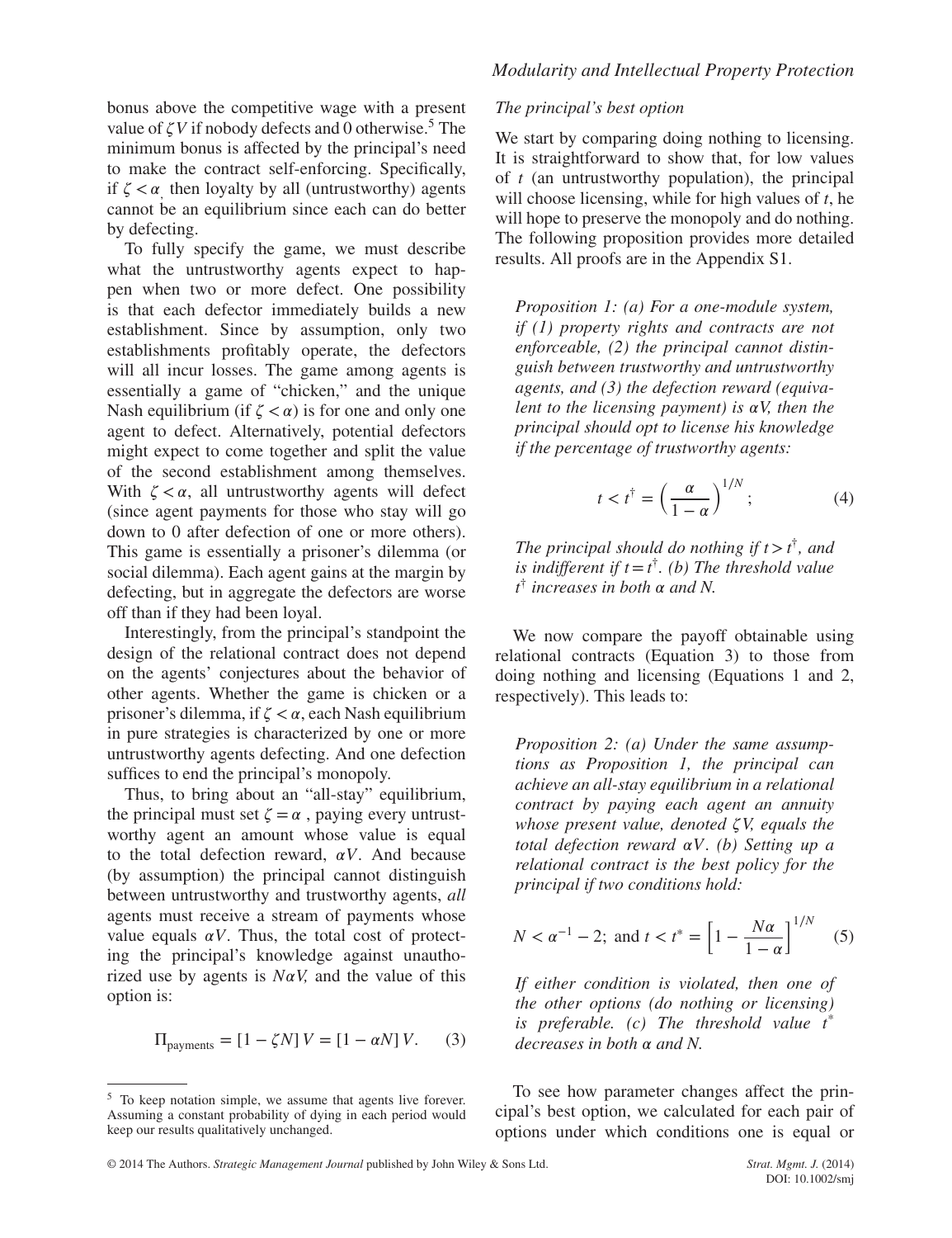bonus above the competitive wage with a present value of $\zeta V$ if nobody defects and 0 otherwise.[5] The minimum bonus is affected by the principal's need to make the contract self-enforcing. Specifically, if $\zeta < \alpha$ then loyalty by all (untrustworthy) agents cannot be an equilibrium since each can do better by defecting.

To fully specify the game, we must describe what the untrustworthy agents expect to happen when two or more defect. One possibility is that each defector immediately builds a new establishment. Since by assumption, only two establishments profitably operate, the defectors will all incur losses. The game among agents is essentially a game of "chicken," and the unique Nash equilibrium (if $\zeta < \alpha$) is for one and only one agent to defect. Alternatively, potential defectors might expect to come together and split the value of the second establishment among themselves. With $\zeta < \alpha$, all untrustworthy agents will defect (since agent payments for those who stay will go down to 0 after defection of one or more others). This game is essentially a prisoner's dilemma (or social dilemma). Each agent gains at the margin by defecting, but in aggregate the defectors are worse off than if they had been loyal.

Interestingly, from the principal's standpoint the design of the relational contract does not depend on the agents' conjectures about the behavior of other agents. Whether the game is chicken or a prisoner's dilemma, if $\zeta < \alpha$, each Nash equilibrium in pure strategies is characterized by one or more untrustworthy agents defecting. And one defection suffices to end the principal's monopoly.

Thus, to bring about an "all-stay" equilibrium, the principal must set $\zeta = \alpha$ , paying every untrustworthy agent an amount whose value is equal to the total defection reward, $\alpha V$. And because (by assumption) the principal cannot distinguish between untrustworthy and trustworthy agents, *all* agents must receive a stream of payments whose value equals $\alpha V$. Thus, the total cost of protecting the principal's knowledge against unauthorized use by agents is $N\alpha V$, and the value of this option is:

$$\Pi_{\text{payments}} = [1 - \zeta N]\, V = [1 - \alpha N]\, V. \tag{3}$$

[5] To keep notation simple, we assume that agents live forever. Assuming a constant probability of dying in each period would keep our results qualitatively unchanged.

*The principal's best option*

We start by comparing doing nothing to licensing. It is straightforward to show that, for low values of $t$ (an untrustworthy population), the principal will choose licensing, while for high values of $t$, he will hope to preserve the monopoly and do nothing. The following proposition provides more detailed results. All proofs are in the Appendix S1.

> *Proposition 1: (a) For a one-module system, if (1) property rights and contracts are not enforceable, (2) the principal cannot distinguish between trustworthy and untrustworthy agents, and (3) the defection reward (equivalent to the licensing payment) is $\alpha V$, then the principal should opt to license his knowledge if the percentage of trustworthy agents:*
>
> $$t < t^{\dagger} = \left(\frac{\alpha}{1-\alpha}\right)^{1/N}; \tag{4}$$
>
> *The principal should do nothing if $t > t^{\dagger}$, and is indifferent if $t = t^{\dagger}$. (b) The threshold value $t^{\dagger}$ increases in both $\alpha$ and $N$.*

We now compare the payoff obtainable using relational contracts (Equation 3) to those from doing nothing and licensing (Equations 1 and 2, respectively). This leads to:

> *Proposition 2: (a) Under the same assumptions as Proposition 1, the principal can achieve an all-stay equilibrium in a relational contract by paying each agent an annuity whose present value, denoted $\zeta V$, equals the total defection reward $\alpha V$. (b) Setting up a relational contract is the best policy for the principal if two conditions hold:*
>
> $$N < \alpha^{-1} - 2; \text{ and } t < t^{*} = \left[1 - \frac{N\alpha}{1-\alpha}\right]^{1/N} \tag{5}$$
>
> *If either condition is violated, then one of the other options (do nothing or licensing) is preferable. (c) The threshold value $t^{*}$ decreases in both $\alpha$ and $N$.*

To see how parameter changes affect the principal's best option, we calculated for each pair of options under which conditions one is equal or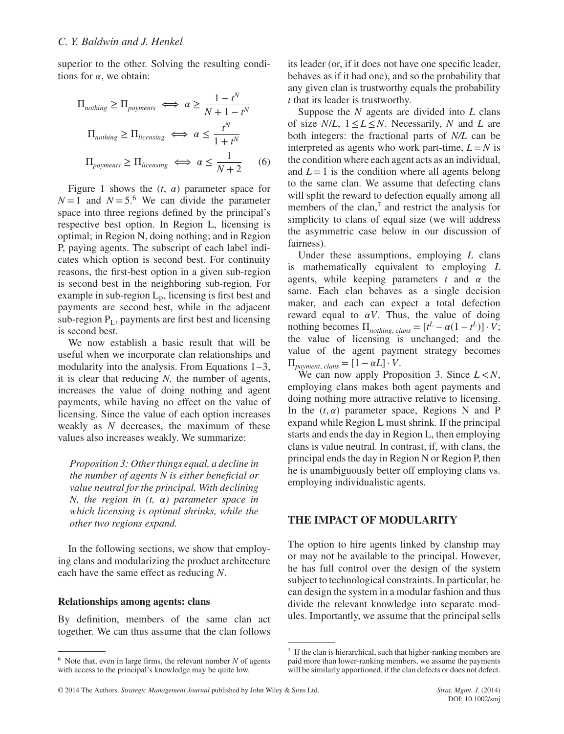superior to the other. Solving the resulting conditions for $\alpha$, we obtain:

$$\Pi_{nothing} \geq \Pi_{payments} \iff \alpha \geq \frac{1 - t^N}{N + 1 - t^N}$$

$$\Pi_{nothing} \geq \Pi_{licensing} \iff \alpha \leq \frac{t^N}{1 + t^N}$$

$$\Pi_{payments} \geq \Pi_{licensing} \iff \alpha \leq \frac{1}{N + 2} \quad (6)$$

Figure 1 shows the $(t, \alpha)$ parameter space for $N = 1$ and $N = 5$.[6] We can divide the parameter space into three regions defined by the principal's respective best option. In Region L, licensing is optimal; in Region N, doing nothing; and in Region P, paying agents. The subscript of each label indicates which option is second best. For continuity reasons, the first-best option in a given sub-region is second best in the neighboring sub-region. For example in sub-region $L_P$, licensing is first best and payments are second best, while in the adjacent sub-region $P_L$, payments are first best and licensing is second best.

We now establish a basic result that will be useful when we incorporate clan relationships and modularity into the analysis. From Equations 1–3, it is clear that reducing *N,* the number of agents, increases the value of doing nothing and agent payments, while having no effect on the value of licensing. Since the value of each option increases weakly as *N* decreases, the maximum of these values also increases weakly. We summarize:

> *Proposition 3: Other things equal, a decline in the number of agents N is either beneficial or value neutral for the principal. With declining N, the region in (t, α) parameter space in which licensing is optimal shrinks, while the other two regions expand.*

In the following sections, we show that employing clans and modularizing the product architecture each have the same effect as reducing *N*.

### Relationships among agents: clans

By definition, members of the same clan act together. We can thus assume that the clan follows its leader (or, if it does not have one specific leader, behaves as if it had one), and so the probability that any given clan is trustworthy equals the probability *t* that its leader is trustworthy.

Suppose the *N* agents are divided into *L* clans of size *N/L*, $1 \leq L \leq N$. Necessarily, *N* and *L* are both integers: the fractional parts of *N/L* can be interpreted as agents who work part-time, $L = N$ is the condition where each agent acts as an individual, and $L = 1$ is the condition where all agents belong to the same clan. We assume that defecting clans will split the reward to defection equally among all members of the clan,[7] and restrict the analysis for simplicity to clans of equal size (we will address the asymmetric case below in our discussion of fairness).

Under these assumptions, employing *L* clans is mathematically equivalent to employing *L* agents, while keeping parameters *t* and $\alpha$ the same. Each clan behaves as a single decision maker, and each can expect a total defection reward equal to $\alpha V$. Thus, the value of doing nothing becomes $\Pi_{nothing,\, clans} = [t^L - \alpha(1 - t^L)] \cdot V$; the value of licensing is unchanged; and the value of the agent payment strategy becomes $\Pi_{payment,\, clans} = [1 - \alpha L] \cdot V$.

We can now apply Proposition 3. Since $L < N$, employing clans makes both agent payments and doing nothing more attractive relative to licensing. In the $(t, \alpha)$ parameter space, Regions N and P expand while Region L must shrink. If the principal starts and ends the day in Region L, then employing clans is value neutral. In contrast, if, with clans, the principal ends the day in Region N or Region P, then he is unambiguously better off employing clans vs. employing individualistic agents.

## THE IMPACT OF MODULARITY

The option to hire agents linked by clanship may or may not be available to the principal. However, he has full control over the design of the system subject to technological constraints. In particular, he can design the system in a modular fashion and thus divide the relevant knowledge into separate modules. Importantly, we assume that the principal sells

---

[6] Note that, even in large firms, the relevant number *N* of agents with access to the principal's knowledge may be quite low.

[7] If the clan is hierarchical, such that higher-ranking members are paid more than lower-ranking members, we assume the payments will be similarly apportioned, if the clan defects or does not defect.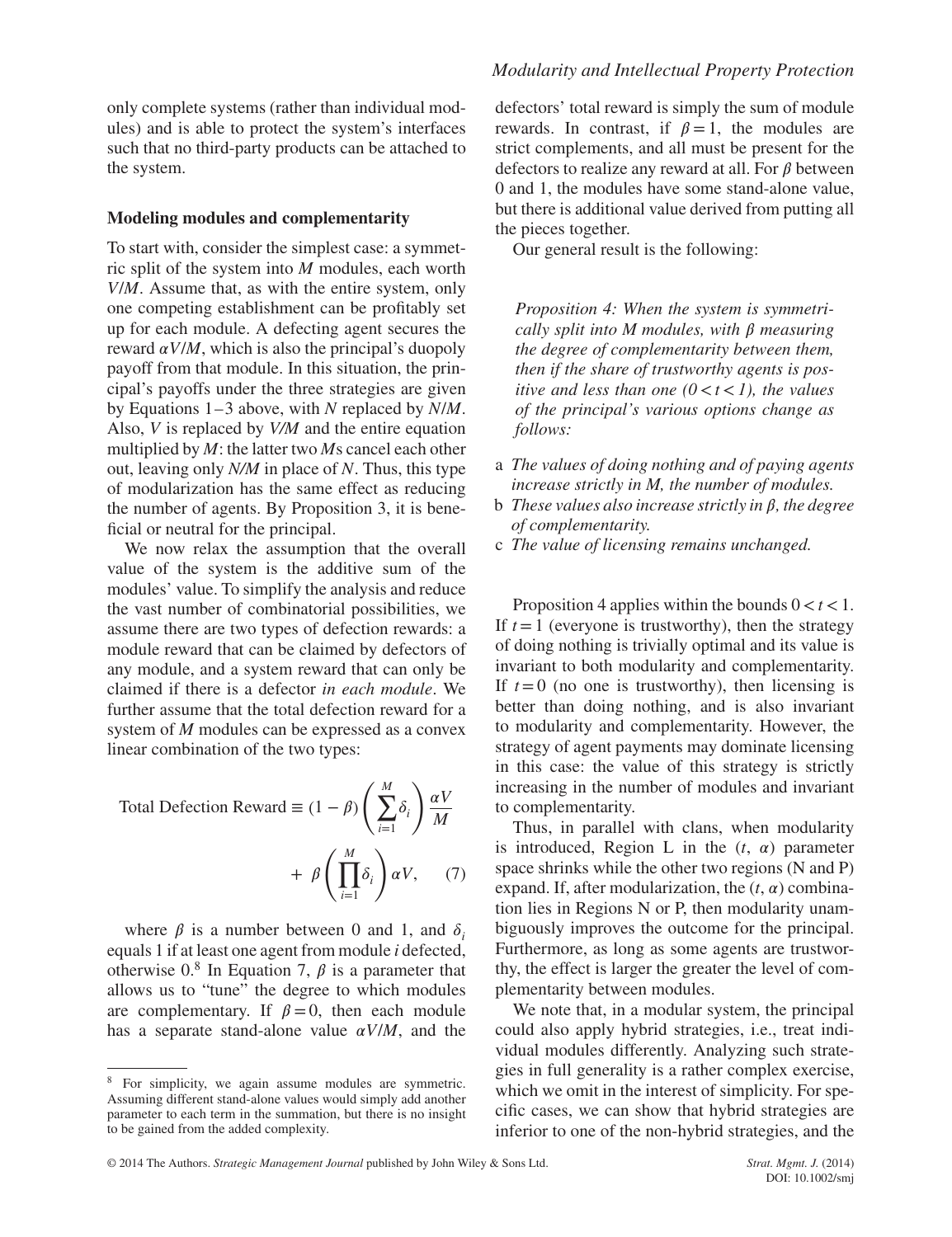only complete systems (rather than individual modules) and is able to protect the system's interfaces such that no third-party products can be attached to the system.

### Modeling modules and complementarity

To start with, consider the simplest case: a symmetric split of the system into $M$ modules, each worth $V/M$. Assume that, as with the entire system, only one competing establishment can be profitably set up for each module. A defecting agent secures the reward $\alpha V/M$, which is also the principal's duopoly payoff from that module. In this situation, the principal's payoffs under the three strategies are given by Equations 1–3 above, with $N$ replaced by $N/M$. Also, $V$ is replaced by $V/M$ and the entire equation multiplied by $M$: the latter two $M$s cancel each other out, leaving only $N/M$ in place of $N$. Thus, this type of modularization has the same effect as reducing the number of agents. By Proposition 3, it is beneficial or neutral for the principal.

We now relax the assumption that the overall value of the system is the additive sum of the modules' value. To simplify the analysis and reduce the vast number of combinatorial possibilities, we assume there are two types of defection rewards: a module reward that can be claimed by defectors of any module, and a system reward that can only be claimed if there is a defector *in each module*. We further assume that the total defection reward for a system of $M$ modules can be expressed as a convex linear combination of the two types:

$$\text{Total Defection Reward} \equiv (1-\beta)\left(\sum_{i=1}^{M}\delta_i\right)\frac{\alpha V}{M} + \beta\left(\prod_{i=1}^{M}\delta_i\right)\alpha V, \qquad (7)$$

where $\beta$ is a number between 0 and 1, and $\delta_i$ equals 1 if at least one agent from module $i$ defected, otherwise 0.[8] In Equation 7, $\beta$ is a parameter that allows us to "tune" the degree to which modules are complementary. If $\beta = 0$, then each module has a separate stand-alone value $\alpha V/M$, and the defectors' total reward is simply the sum of module rewards. In contrast, if $\beta = 1$, the modules are strict complements, and all must be present for the defectors to realize any reward at all. For $\beta$ between 0 and 1, the modules have some stand-alone value, but there is additional value derived from putting all the pieces together.

Our general result is the following:

> *Proposition 4: When the system is symmetrically split into M modules, with β measuring the degree of complementarity between them, then if the share of trustworthy agents is positive and less than one (0 < t < 1), the values of the principal's various options change as follows:*

a *The values of doing nothing and of paying agents increase strictly in M, the number of modules.*
b *These values also increase strictly in β, the degree of complementarity.*
c *The value of licensing remains unchanged.*

Proposition 4 applies within the bounds $0 < t < 1$. If $t = 1$ (everyone is trustworthy), then the strategy of doing nothing is trivially optimal and its value is invariant to both modularity and complementarity. If $t = 0$ (no one is trustworthy), then licensing is better than doing nothing, and is also invariant to modularity and complementarity. However, the strategy of agent payments may dominate licensing in this case: the value of this strategy is strictly increasing in the number of modules and invariant to complementarity.

Thus, in parallel with clans, when modularity is introduced, Region L in the $(t, \alpha)$ parameter space shrinks while the other two regions (N and P) expand. If, after modularization, the $(t, \alpha)$ combination lies in Regions N or P, then modularity unambiguously improves the outcome for the principal. Furthermore, as long as some agents are trustworthy, the effect is larger the greater the level of complementarity between modules.

We note that, in a modular system, the principal could also apply hybrid strategies, i.e., treat individual modules differently. Analyzing such strategies in full generality is a rather complex exercise, which we omit in the interest of simplicity. For specific cases, we can show that hybrid strategies are inferior to one of the non-hybrid strategies, and the

---

[8] For simplicity, we again assume modules are symmetric. Assuming different stand-alone values would simply add another parameter to each term in the summation, but there is no insight to be gained from the added complexity.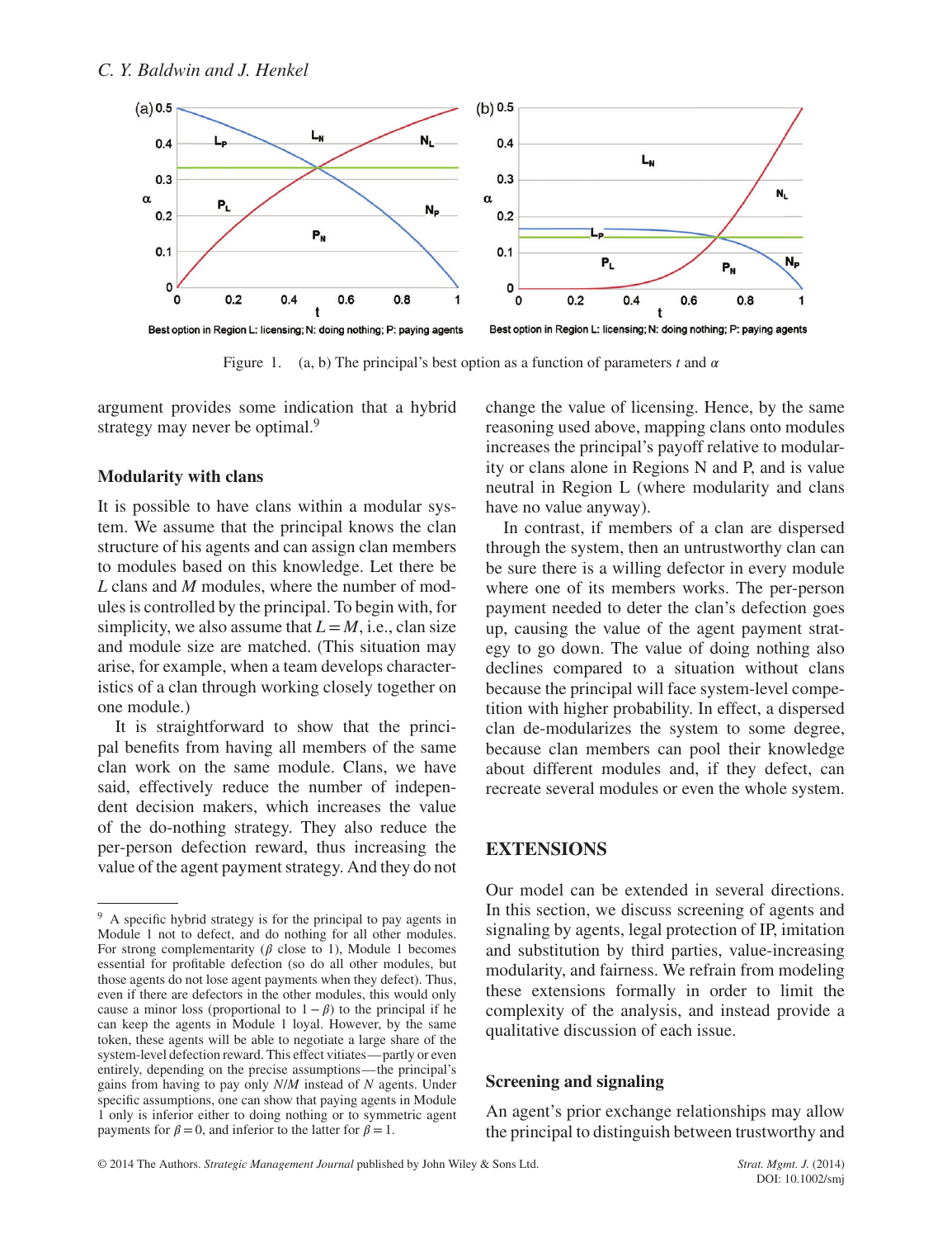Best option in Region L: licensing; N: doing nothing; P: paying agents

Best option in Region L: licensing; N: doing nothing; P: paying agents

Figure 1. (a, b) The principal's best option as a function of parameters $t$ and $\alpha$

argument provides some indication that a hybrid strategy may never be optimal.[9]

## Modularity with clans

It is possible to have clans within a modular system. We assume that the principal knows the clan structure of his agents and can assign clan members to modules based on this knowledge. Let there be $L$ clans and $M$ modules, where the number of modules is controlled by the principal. To begin with, for simplicity, we also assume that $L = M$, i.e., clan size and module size are matched. (This situation may arise, for example, when a team develops characteristics of a clan through working closely together on one module.)

It is straightforward to show that the principal benefits from having all members of the same clan work on the same module. Clans, we have said, effectively reduce the number of independent decision makers, which increases the value of the do-nothing strategy. They also reduce the per-person defection reward, thus increasing the value of the agent payment strategy. And they do not change the value of licensing. Hence, by the same reasoning used above, mapping clans onto modules increases the principal's payoff relative to modularity or clans alone in Regions N and P, and is value neutral in Region L (where modularity and clans have no value anyway).

In contrast, if members of a clan are dispersed through the system, then an untrustworthy clan can be sure there is a willing defector in every module where one of its members works. The per-person payment needed to deter the clan's defection goes up, causing the value of the agent payment strategy to go down. The value of doing nothing also declines compared to a situation without clans because the principal will face system-level competition with higher probability. In effect, a dispersed clan de-modularizes the system to some degree, because clan members can pool their knowledge about different modules and, if they defect, can recreate several modules or even the whole system.

# EXTENSIONS

Our model can be extended in several directions. In this section, we discuss screening of agents and signaling by agents, legal protection of IP, imitation and substitution by third parties, value-increasing modularity, and fairness. We refrain from modeling these extensions formally in order to limit the complexity of the analysis, and instead provide a qualitative discussion of each issue.

## Screening and signaling

An agent's prior exchange relationships may allow the principal to distinguish between trustworthy and

---

[9] A specific hybrid strategy is for the principal to pay agents in Module 1 not to defect, and do nothing for all other modules. For strong complementarity ($\beta$ close to 1), Module 1 becomes essential for profitable defection (so do all other modules, but those agents do not lose agent payments when they defect). Thus, even if there are defectors in the other modules, this would only cause a minor loss (proportional to $1 - \beta$) to the principal if he can keep the agents in Module 1 loyal. However, by the same token, these agents will be able to negotiate a large share of the system-level defection reward. This effect vitiates—partly or even entirely, depending on the precise assumptions—the principal's gains from having to pay only $N/M$ instead of $N$ agents. Under specific assumptions, one can show that paying agents in Module 1 only is inferior either to doing nothing or to symmetric agent payments for $\beta = 0$, and inferior to the latter for $\beta = 1$.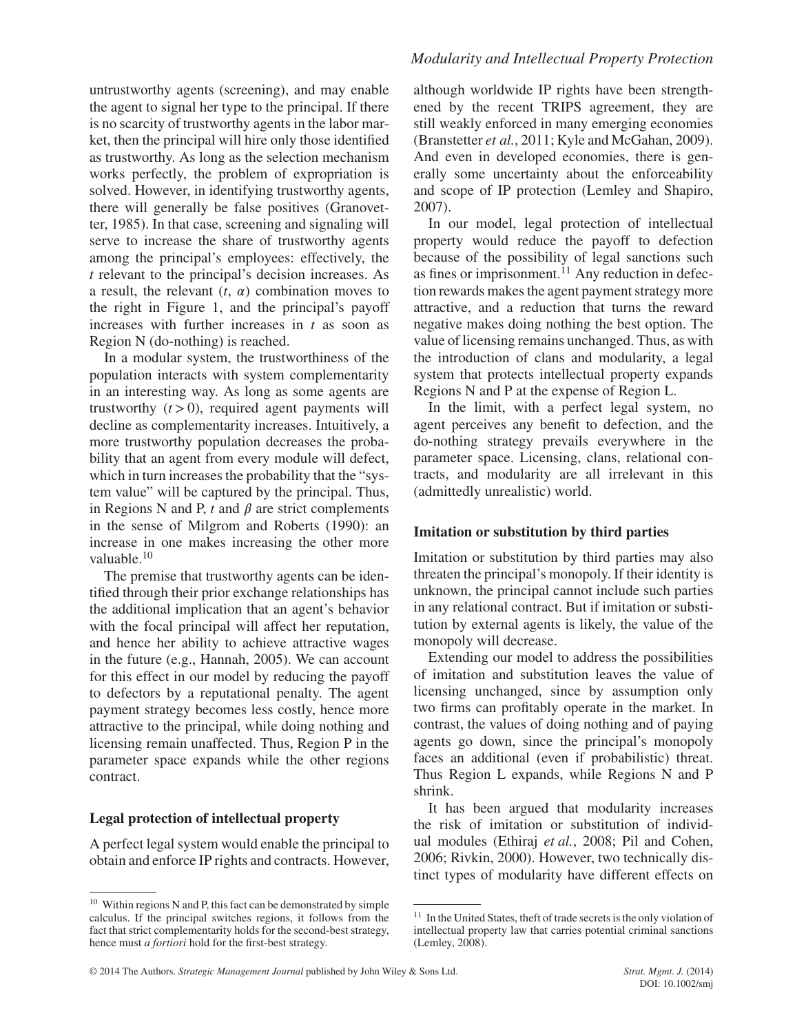untrustworthy agents (screening), and may enable the agent to signal her type to the principal. If there is no scarcity of trustworthy agents in the labor market, then the principal will hire only those identified as trustworthy. As long as the selection mechanism works perfectly, the problem of expropriation is solved. However, in identifying trustworthy agents, there will generally be false positives (Granovetter, 1985). In that case, screening and signaling will serve to increase the share of trustworthy agents among the principal's employees: effectively, the $t$ relevant to the principal's decision increases. As a result, the relevant ($t$, $\alpha$) combination moves to the right in Figure 1, and the principal's payoff increases with further increases in $t$ as soon as Region N (do-nothing) is reached.

In a modular system, the trustworthiness of the population interacts with system complementarity in an interesting way. As long as some agents are trustworthy ($t > 0$), required agent payments will decline as complementarity increases. Intuitively, a more trustworthy population decreases the probability that an agent from every module will defect, which in turn increases the probability that the "system value" will be captured by the principal. Thus, in Regions N and P, $t$ and $\beta$ are strict complements in the sense of Milgrom and Roberts (1990): an increase in one makes increasing the other more valuable.[10]

The premise that trustworthy agents can be identified through their prior exchange relationships has the additional implication that an agent's behavior with the focal principal will affect her reputation, and hence her ability to achieve attractive wages in the future (e.g., Hannah, 2005). We can account for this effect in our model by reducing the payoff to defectors by a reputational penalty. The agent payment strategy becomes less costly, hence more attractive to the principal, while doing nothing and licensing remain unaffected. Thus, Region P in the parameter space expands while the other regions contract.

### Legal protection of intellectual property

A perfect legal system would enable the principal to obtain and enforce IP rights and contracts. However, although worldwide IP rights have been strengthened by the recent TRIPS agreement, they are still weakly enforced in many emerging economies (Branstetter *et al.*, 2011; Kyle and McGahan, 2009). And even in developed economies, there is generally some uncertainty about the enforceability and scope of IP protection (Lemley and Shapiro, 2007).

In our model, legal protection of intellectual property would reduce the payoff to defection because of the possibility of legal sanctions such as fines or imprisonment.[11] Any reduction in defection rewards makes the agent payment strategy more attractive, and a reduction that turns the reward negative makes doing nothing the best option. The value of licensing remains unchanged. Thus, as with the introduction of clans and modularity, a legal system that protects intellectual property expands Regions N and P at the expense of Region L.

In the limit, with a perfect legal system, no agent perceives any benefit to defection, and the do-nothing strategy prevails everywhere in the parameter space. Licensing, clans, relational contracts, and modularity are all irrelevant in this (admittedly unrealistic) world.

### Imitation or substitution by third parties

Imitation or substitution by third parties may also threaten the principal's monopoly. If their identity is unknown, the principal cannot include such parties in any relational contract. But if imitation or substitution by external agents is likely, the value of the monopoly will decrease.

Extending our model to address the possibilities of imitation and substitution leaves the value of licensing unchanged, since by assumption only two firms can profitably operate in the market. In contrast, the values of doing nothing and of paying agents go down, since the principal's monopoly faces an additional (even if probabilistic) threat. Thus Region L expands, while Regions N and P shrink.

It has been argued that modularity increases the risk of imitation or substitution of individual modules (Ethiraj *et al.*, 2008; Pil and Cohen, 2006; Rivkin, 2000). However, two technically distinct types of modularity have different effects on

[10] Within regions N and P, this fact can be demonstrated by simple calculus. If the principal switches regions, it follows from the fact that strict complementarity holds for the second-best strategy, hence must *a fortiori* hold for the first-best strategy.

[11] In the United States, theft of trade secrets is the only violation of intellectual property law that carries potential criminal sanctions (Lemley, 2008).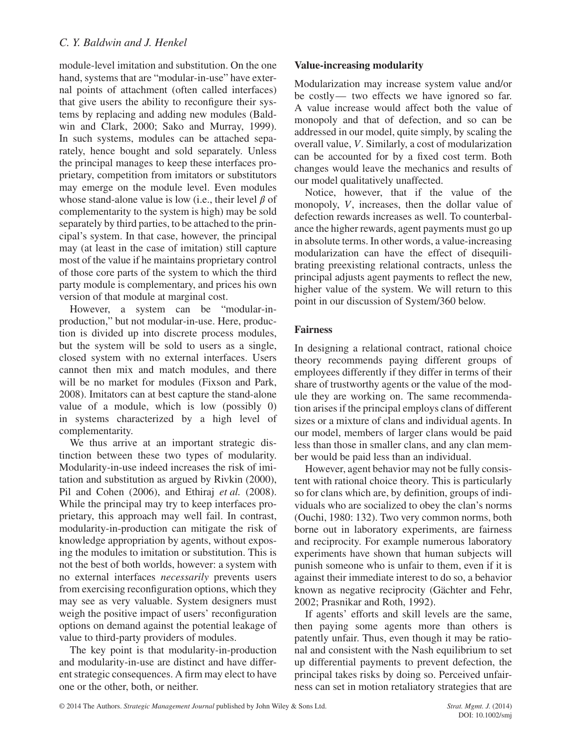module-level imitation and substitution. On the one hand, systems that are "modular-in-use" have external points of attachment (often called interfaces) that give users the ability to reconfigure their systems by replacing and adding new modules (Baldwin and Clark, 2000; Sako and Murray, 1999). In such systems, modules can be attached separately, hence bought and sold separately. Unless the principal manages to keep these interfaces proprietary, competition from imitators or substitutors may emerge on the module level. Even modules whose stand-alone value is low (i.e., their level $\beta$ of complementarity to the system is high) may be sold separately by third parties, to be attached to the principal's system. In that case, however, the principal may (at least in the case of imitation) still capture most of the value if he maintains proprietary control of those core parts of the system to which the third party module is complementary, and prices his own version of that module at marginal cost.

However, a system can be "modular-in-production," but not modular-in-use. Here, production is divided up into discrete process modules, but the system will be sold to users as a single, closed system with no external interfaces. Users cannot then mix and match modules, and there will be no market for modules (Fixson and Park, 2008). Imitators can at best capture the stand-alone value of a module, which is low (possibly 0) in systems characterized by a high level of complementarity.

We thus arrive at an important strategic distinction between these two types of modularity. Modularity-in-use indeed increases the risk of imitation and substitution as argued by Rivkin (2000), Pil and Cohen (2006), and Ethiraj *et al.* (2008). While the principal may try to keep interfaces proprietary, this approach may well fail. In contrast, modularity-in-production can mitigate the risk of knowledge appropriation by agents, without exposing the modules to imitation or substitution. This is not the best of both worlds, however: a system with no external interfaces *necessarily* prevents users from exercising reconfiguration options, which they may see as very valuable. System designers must weigh the positive impact of users' reconfiguration options on demand against the potential leakage of value to third-party providers of modules.

The key point is that modularity-in-production and modularity-in-use are distinct and have different strategic consequences. A firm may elect to have one or the other, both, or neither.

**Value-increasing modularity**

Modularization may increase system value and/or be costly— two effects we have ignored so far. A value increase would affect both the value of monopoly and that of defection, and so can be addressed in our model, quite simply, by scaling the overall value, $V$. Similarly, a cost of modularization can be accounted for by a fixed cost term. Both changes would leave the mechanics and results of our model qualitatively unaffected.

Notice, however, that if the value of the monopoly, $V$, increases, then the dollar value of defection rewards increases as well. To counterbalance the higher rewards, agent payments must go up in absolute terms. In other words, a value-increasing modularization can have the effect of disequilibrating preexisting relational contracts, unless the principal adjusts agent payments to reflect the new, higher value of the system. We will return to this point in our discussion of System/360 below.

**Fairness**

In designing a relational contract, rational choice theory recommends paying different groups of employees differently if they differ in terms of their share of trustworthy agents or the value of the module they are working on. The same recommendation arises if the principal employs clans of different sizes or a mixture of clans and individual agents. In our model, members of larger clans would be paid less than those in smaller clans, and any clan member would be paid less than an individual.

However, agent behavior may not be fully consistent with rational choice theory. This is particularly so for clans which are, by definition, groups of individuals who are socialized to obey the clan's norms (Ouchi, 1980: 132). Two very common norms, both borne out in laboratory experiments, are fairness and reciprocity. For example numerous laboratory experiments have shown that human subjects will punish someone who is unfair to them, even if it is against their immediate interest to do so, a behavior known as negative reciprocity (Gächter and Fehr, 2002; Prasnikar and Roth, 1992).

If agents' efforts and skill levels are the same, then paying some agents more than others is patently unfair. Thus, even though it may be rational and consistent with the Nash equilibrium to set up differential payments to prevent defection, the principal takes risks by doing so. Perceived unfairness can set in motion retaliatory strategies that are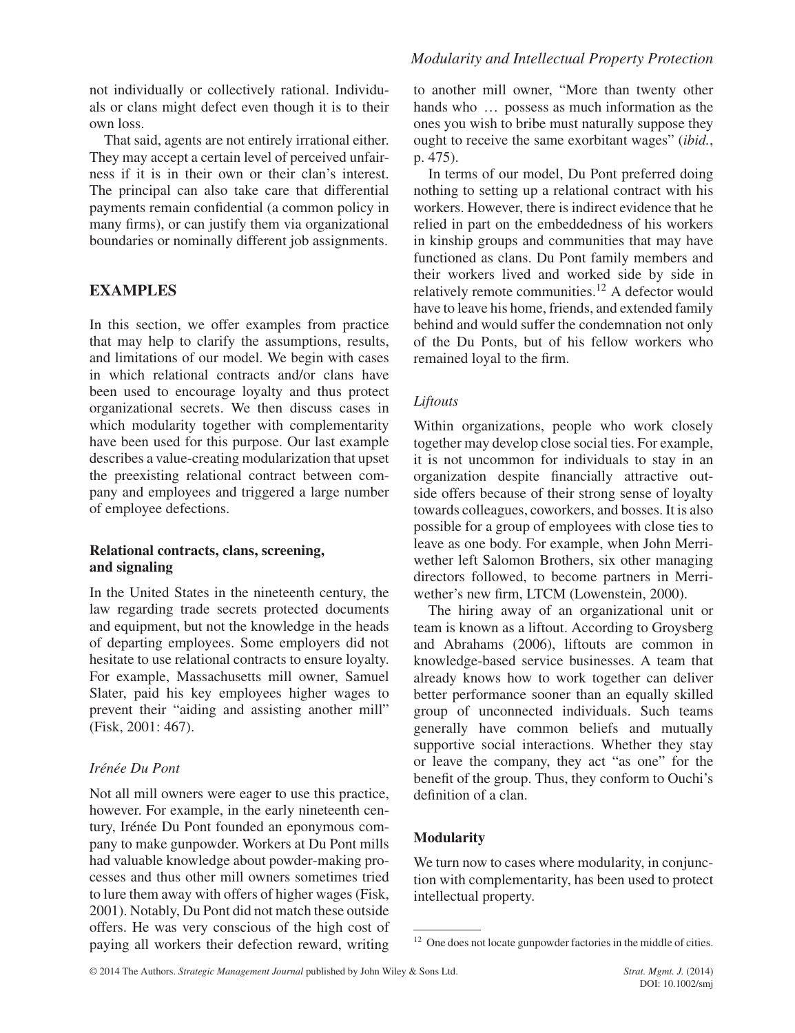not individually or collectively rational. Individuals or clans might defect even though it is to their own loss.

That said, agents are not entirely irrational either. They may accept a certain level of perceived unfairness if it is in their own or their clan's interest. The principal can also take care that differential payments remain confidential (a common policy in many firms), or can justify them via organizational boundaries or nominally different job assignments.

## EXAMPLES

In this section, we offer examples from practice that may help to clarify the assumptions, results, and limitations of our model. We begin with cases in which relational contracts and/or clans have been used to encourage loyalty and thus protect organizational secrets. We then discuss cases in which modularity together with complementarity have been used for this purpose. Our last example describes a value-creating modularization that upset the preexisting relational contract between company and employees and triggered a large number of employee defections.

### Relational contracts, clans, screening, and signaling

In the United States in the nineteenth century, the law regarding trade secrets protected documents and equipment, but not the knowledge in the heads of departing employees. Some employers did not hesitate to use relational contracts to ensure loyalty. For example, Massachusetts mill owner, Samuel Slater, paid his key employees higher wages to prevent their "aiding and assisting another mill" (Fisk, 2001: 467).

#### *Irénée Du Pont*

Not all mill owners were eager to use this practice, however. For example, in the early nineteenth century, Irénée Du Pont founded an eponymous company to make gunpowder. Workers at Du Pont mills had valuable knowledge about powder-making processes and thus other mill owners sometimes tried to lure them away with offers of higher wages (Fisk, 2001). Notably, Du Pont did not match these outside offers. He was very conscious of the high cost of paying all workers their defection reward, writing to another mill owner, "More than twenty other hands who … possess as much information as the ones you wish to bribe must naturally suppose they ought to receive the same exorbitant wages" (*ibid.*, p. 475).

In terms of our model, Du Pont preferred doing nothing to setting up a relational contract with his workers. However, there is indirect evidence that he relied in part on the embeddedness of his workers in kinship groups and communities that may have functioned as clans. Du Pont family members and their workers lived and worked side by side in relatively remote communities.[12] A defector would have to leave his home, friends, and extended family behind and would suffer the condemnation not only of the Du Ponts, but of his fellow workers who remained loyal to the firm.

#### *Liftouts*

Within organizations, people who work closely together may develop close social ties. For example, it is not uncommon for individuals to stay in an organization despite financially attractive outside offers because of their strong sense of loyalty towards colleagues, coworkers, and bosses. It is also possible for a group of employees with close ties to leave as one body. For example, when John Merriwether left Salomon Brothers, six other managing directors followed, to become partners in Merriwether's new firm, LTCM (Lowenstein, 2000).

The hiring away of an organizational unit or team is known as a liftout. According to Groysberg and Abrahams (2006), liftouts are common in knowledge-based service businesses. A team that already knows how to work together can deliver better performance sooner than an equally skilled group of unconnected individuals. Such teams generally have common beliefs and mutually supportive social interactions. Whether they stay or leave the company, they act "as one" for the benefit of the group. Thus, they conform to Ouchi's definition of a clan.

### Modularity

We turn now to cases where modularity, in conjunction with complementarity, has been used to protect intellectual property.

[12] One does not locate gunpowder factories in the middle of cities.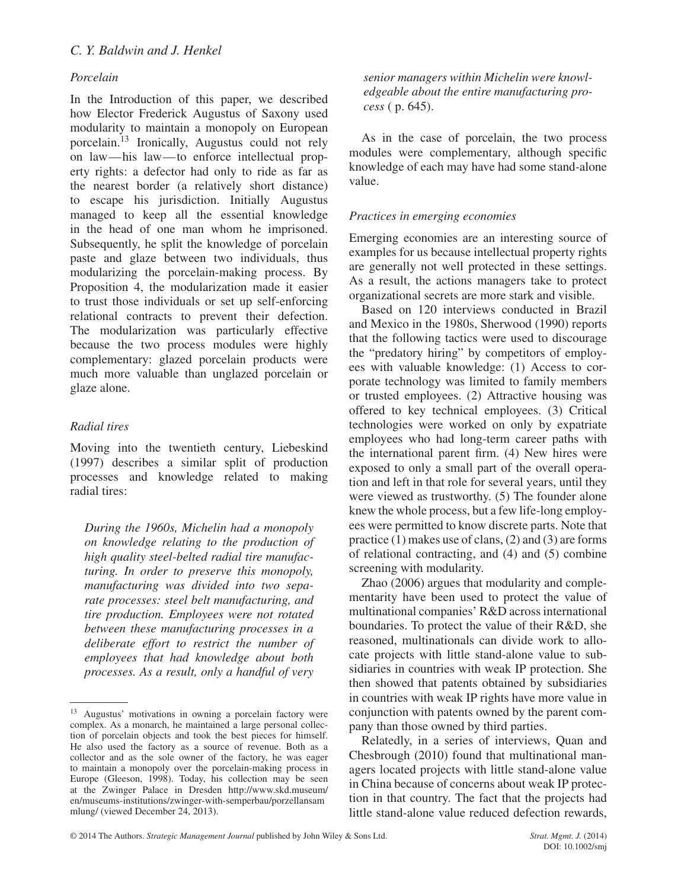### *Porcelain*

In the Introduction of this paper, we described how Elector Frederick Augustus of Saxony used modularity to maintain a monopoly on European porcelain.[13] Ironically, Augustus could not rely on law—his law—to enforce intellectual property rights: a defector had only to ride as far as the nearest border (a relatively short distance) to escape his jurisdiction. Initially Augustus managed to keep all the essential knowledge in the head of one man whom he imprisoned. Subsequently, he split the knowledge of porcelain paste and glaze between two individuals, thus modularizing the porcelain-making process. By Proposition 4, the modularization made it easier to trust those individuals or set up self-enforcing relational contracts to prevent their defection. The modularization was particularly effective because the two process modules were highly complementary: glazed porcelain products were much more valuable than unglazed porcelain or glaze alone.

### *Radial tires*

Moving into the twentieth century, Liebeskind (1997) describes a similar split of production processes and knowledge related to making radial tires:

> *During the 1960s, Michelin had a monopoly on knowledge relating to the production of high quality steel-belted radial tire manufacturing. In order to preserve this monopoly, manufacturing was divided into two separate processes: steel belt manufacturing, and tire production. Employees were not rotated between these manufacturing processes in a deliberate effort to restrict the number of employees that had knowledge about both processes. As a result, only a handful of very senior managers within Michelin were knowledgeable about the entire manufacturing process* ( p. 645).

As in the case of porcelain, the two process modules were complementary, although specific knowledge of each may have had some stand-alone value.

### *Practices in emerging economies*

Emerging economies are an interesting source of examples for us because intellectual property rights are generally not well protected in these settings. As a result, the actions managers take to protect organizational secrets are more stark and visible.

Based on 120 interviews conducted in Brazil and Mexico in the 1980s, Sherwood (1990) reports that the following tactics were used to discourage the "predatory hiring" by competitors of employees with valuable knowledge: (1) Access to corporate technology was limited to family members or trusted employees. (2) Attractive housing was offered to key technical employees. (3) Critical technologies were worked on only by expatriate employees who had long-term career paths with the international parent firm. (4) New hires were exposed to only a small part of the overall operation and left in that role for several years, until they were viewed as trustworthy. (5) The founder alone knew the whole process, but a few life-long employees were permitted to know discrete parts. Note that practice (1) makes use of clans, (2) and (3) are forms of relational contracting, and (4) and (5) combine screening with modularity.

Zhao (2006) argues that modularity and complementarity have been used to protect the value of multinational companies' R&D across international boundaries. To protect the value of their R&D, she reasoned, multinationals can divide work to allocate projects with little stand-alone value to subsidiaries in countries with weak IP protection. She then showed that patents obtained by subsidiaries in countries with weak IP rights have more value in conjunction with patents owned by the parent company than those owned by third parties.

Relatedly, in a series of interviews, Quan and Chesbrough (2010) found that multinational managers located projects with little stand-alone value in China because of concerns about weak IP protection in that country. The fact that the projects had little stand-alone value reduced defection rewards,

---

[13] Augustus' motivations in owning a porcelain factory were complex. As a monarch, he maintained a large personal collection of porcelain objects and took the best pieces for himself. He also used the factory as a source of revenue. Both as a collector and as the sole owner of the factory, he was eager to maintain a monopoly over the porcelain-making process in Europe (Gleeson, 1998). Today, his collection may be seen at the Zwinger Palace in Dresden http://www.skd.museum/en/museums-institutions/zwinger-with-semperbau/porzellansammlung/ (viewed December 24, 2013).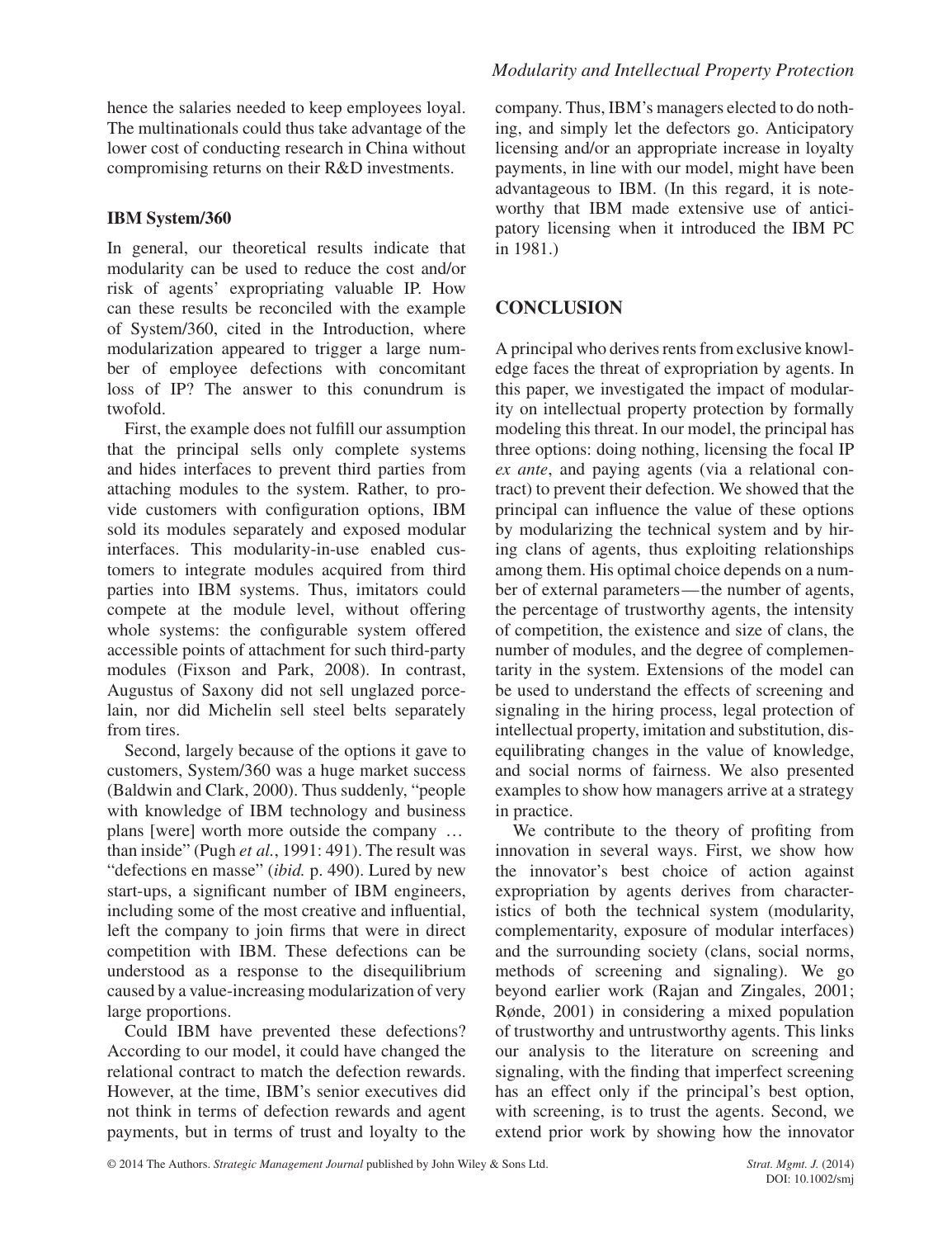hence the salaries needed to keep employees loyal. The multinationals could thus take advantage of the lower cost of conducting research in China without compromising returns on their R&D investments.

### IBM System/360

In general, our theoretical results indicate that modularity can be used to reduce the cost and/or risk of agents' expropriating valuable IP. How can these results be reconciled with the example of System/360, cited in the Introduction, where modularization appeared to trigger a large number of employee defections with concomitant loss of IP? The answer to this conundrum is twofold.

First, the example does not fulfill our assumption that the principal sells only complete systems and hides interfaces to prevent third parties from attaching modules to the system. Rather, to provide customers with configuration options, IBM sold its modules separately and exposed modular interfaces. This modularity-in-use enabled customers to integrate modules acquired from third parties into IBM systems. Thus, imitators could compete at the module level, without offering whole systems: the configurable system offered accessible points of attachment for such third-party modules (Fixson and Park, 2008). In contrast, Augustus of Saxony did not sell unglazed porcelain, nor did Michelin sell steel belts separately from tires.

Second, largely because of the options it gave to customers, System/360 was a huge market success (Baldwin and Clark, 2000). Thus suddenly, "people with knowledge of IBM technology and business plans [were] worth more outside the company … than inside" (Pugh *et al.*, 1991: 491). The result was "defections en masse" (*ibid.* p. 490). Lured by new start-ups, a significant number of IBM engineers, including some of the most creative and influential, left the company to join firms that were in direct competition with IBM. These defections can be understood as a response to the disequilibrium caused by a value-increasing modularization of very large proportions.

Could IBM have prevented these defections? According to our model, it could have changed the relational contract to match the defection rewards. However, at the time, IBM's senior executives did not think in terms of defection rewards and agent payments, but in terms of trust and loyalty to the company. Thus, IBM's managers elected to do nothing, and simply let the defectors go. Anticipatory licensing and/or an appropriate increase in loyalty payments, in line with our model, might have been advantageous to IBM. (In this regard, it is noteworthy that IBM made extensive use of anticipatory licensing when it introduced the IBM PC in 1981.)

## CONCLUSION

A principal who derives rents from exclusive knowledge faces the threat of expropriation by agents. In this paper, we investigated the impact of modularity on intellectual property protection by formally modeling this threat. In our model, the principal has three options: doing nothing, licensing the focal IP *ex ante*, and paying agents (via a relational contract) to prevent their defection. We showed that the principal can influence the value of these options by modularizing the technical system and by hiring clans of agents, thus exploiting relationships among them. His optimal choice depends on a number of external parameters—the number of agents, the percentage of trustworthy agents, the intensity of competition, the existence and size of clans, the number of modules, and the degree of complementarity in the system. Extensions of the model can be used to understand the effects of screening and signaling in the hiring process, legal protection of intellectual property, imitation and substitution, disequilibrating changes in the value of knowledge, and social norms of fairness. We also presented examples to show how managers arrive at a strategy in practice.

We contribute to the theory of profiting from innovation in several ways. First, we show how the innovator's best choice of action against expropriation by agents derives from characteristics of both the technical system (modularity, complementarity, exposure of modular interfaces) and the surrounding society (clans, social norms, methods of screening and signaling). We go beyond earlier work (Rajan and Zingales, 2001; Rønde, 2001) in considering a mixed population of trustworthy and untrustworthy agents. This links our analysis to the literature on screening and signaling, with the finding that imperfect screening has an effect only if the principal's best option, with screening, is to trust the agents. Second, we extend prior work by showing how the innovator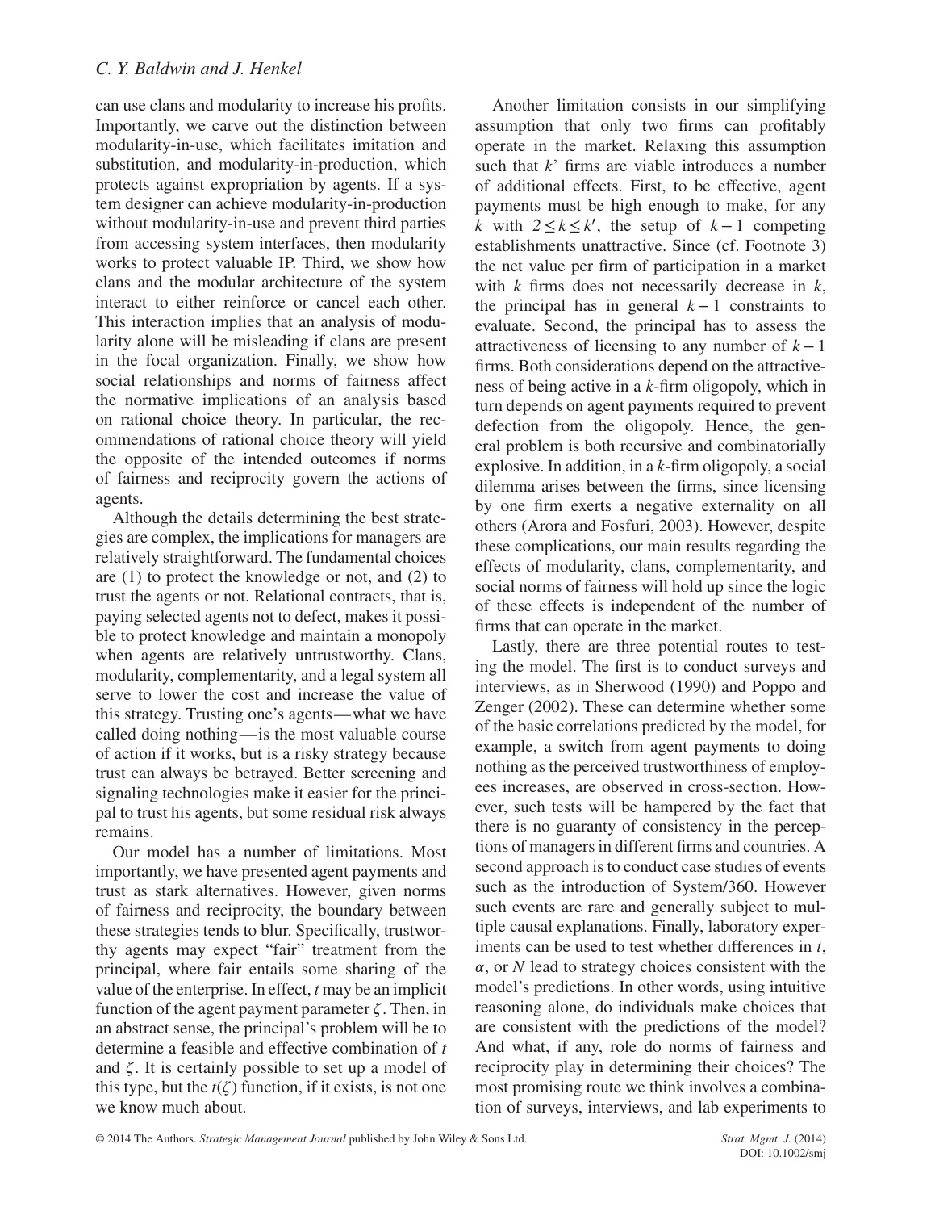can use clans and modularity to increase his profits. Importantly, we carve out the distinction between modularity-in-use, which facilitates imitation and substitution, and modularity-in-production, which protects against expropriation by agents. If a system designer can achieve modularity-in-production without modularity-in-use and prevent third parties from accessing system interfaces, then modularity works to protect valuable IP. Third, we show how clans and the modular architecture of the system interact to either reinforce or cancel each other. This interaction implies that an analysis of modularity alone will be misleading if clans are present in the focal organization. Finally, we show how social relationships and norms of fairness affect the normative implications of an analysis based on rational choice theory. In particular, the recommendations of rational choice theory will yield the opposite of the intended outcomes if norms of fairness and reciprocity govern the actions of agents.

Although the details determining the best strategies are complex, the implications for managers are relatively straightforward. The fundamental choices are (1) to protect the knowledge or not, and (2) to trust the agents or not. Relational contracts, that is, paying selected agents not to defect, makes it possible to protect knowledge and maintain a monopoly when agents are relatively untrustworthy. Clans, modularity, complementarity, and a legal system all serve to lower the cost and increase the value of this strategy. Trusting one's agents—what we have called doing nothing—is the most valuable course of action if it works, but is a risky strategy because trust can always be betrayed. Better screening and signaling technologies make it easier for the principal to trust his agents, but some residual risk always remains.

Our model has a number of limitations. Most importantly, we have presented agent payments and trust as stark alternatives. However, given norms of fairness and reciprocity, the boundary between these strategies tends to blur. Specifically, trustworthy agents may expect "fair" treatment from the principal, where fair entails some sharing of the value of the enterprise. In effect, $t$ may be an implicit function of the agent payment parameter $\zeta$. Then, in an abstract sense, the principal's problem will be to determine a feasible and effective combination of $t$ and $\zeta$. It is certainly possible to set up a model of this type, but the $t(\zeta)$ function, if it exists, is not one we know much about.

Another limitation consists in our simplifying assumption that only two firms can profitably operate in the market. Relaxing this assumption such that $k$' firms are viable introduces a number of additional effects. First, to be effective, agent payments must be high enough to make, for any $k$ with $2 \leq k \leq k'$, the setup of $k-1$ competing establishments unattractive. Since (cf. Footnote 3) the net value per firm of participation in a market with $k$ firms does not necessarily decrease in $k$, the principal has in general $k-1$ constraints to evaluate. Second, the principal has to assess the attractiveness of licensing to any number of $k-1$ firms. Both considerations depend on the attractiveness of being active in a $k$-firm oligopoly, which in turn depends on agent payments required to prevent defection from the oligopoly. Hence, the general problem is both recursive and combinatorially explosive. In addition, in a $k$-firm oligopoly, a social dilemma arises between the firms, since licensing by one firm exerts a negative externality on all others (Arora and Fosfuri, 2003). However, despite these complications, our main results regarding the effects of modularity, clans, complementarity, and social norms of fairness will hold up since the logic of these effects is independent of the number of firms that can operate in the market.

Lastly, there are three potential routes to testing the model. The first is to conduct surveys and interviews, as in Sherwood (1990) and Poppo and Zenger (2002). These can determine whether some of the basic correlations predicted by the model, for example, a switch from agent payments to doing nothing as the perceived trustworthiness of employees increases, are observed in cross-section. However, such tests will be hampered by the fact that there is no guaranty of consistency in the perceptions of managers in different firms and countries. A second approach is to conduct case studies of events such as the introduction of System/360. However such events are rare and generally subject to multiple causal explanations. Finally, laboratory experiments can be used to test whether differences in $t$, $\alpha$, or $N$ lead to strategy choices consistent with the model's predictions. In other words, using intuitive reasoning alone, do individuals make choices that are consistent with the predictions of the model? And what, if any, role do norms of fairness and reciprocity play in determining their choices? The most promising route we think involves a combination of surveys, interviews, and lab experiments to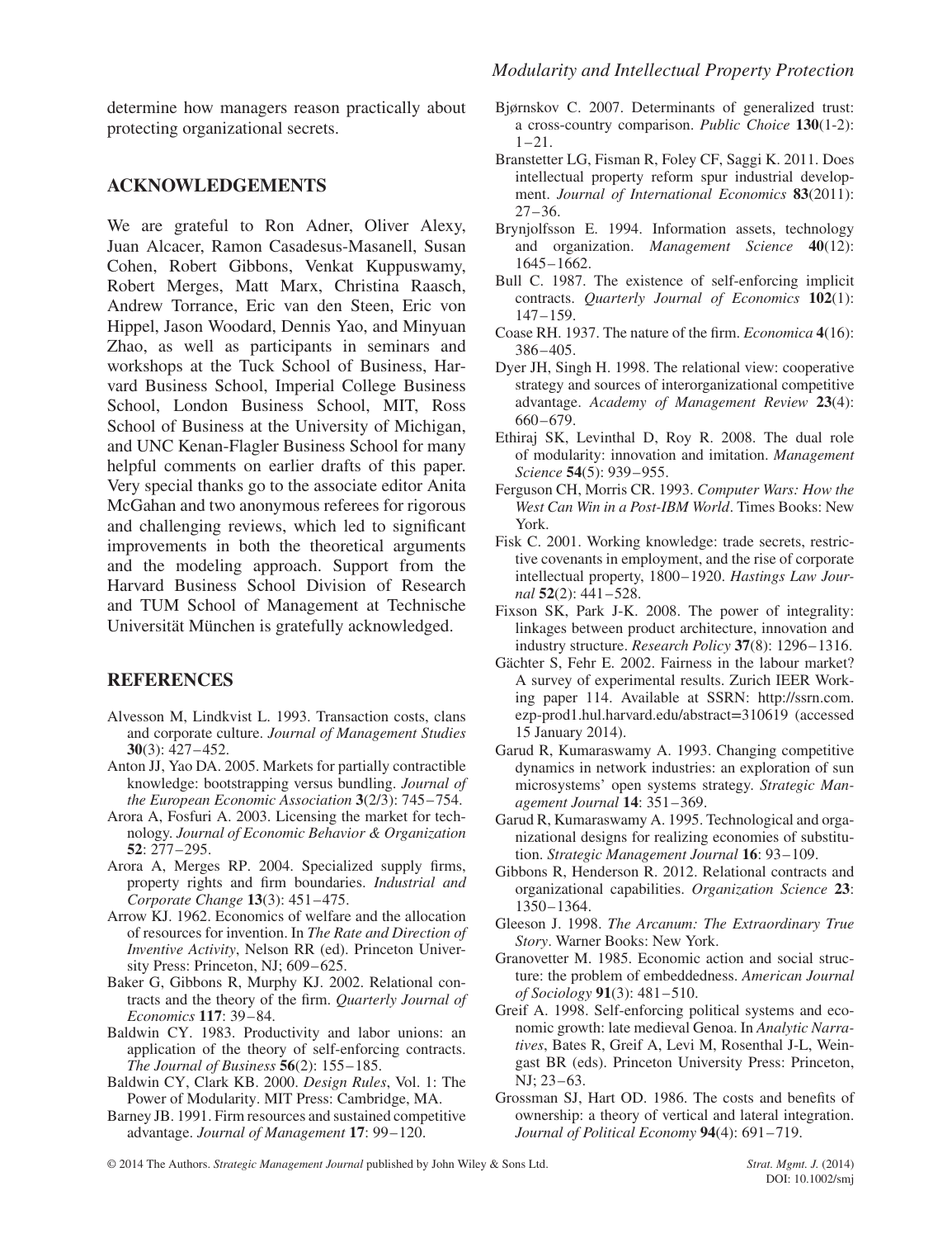determine how managers reason practically about protecting organizational secrets.

## ACKNOWLEDGEMENTS

We are grateful to Ron Adner, Oliver Alexy, Juan Alcacer, Ramon Casadesus-Masanell, Susan Cohen, Robert Gibbons, Venkat Kuppuswamy, Robert Merges, Matt Marx, Christina Raasch, Andrew Torrance, Eric van den Steen, Eric von Hippel, Jason Woodard, Dennis Yao, and Minyuan Zhao, as well as participants in seminars and workshops at the Tuck School of Business, Harvard Business School, Imperial College Business School, London Business School, MIT, Ross School of Business at the University of Michigan, and UNC Kenan-Flagler Business School for many helpful comments on earlier drafts of this paper. Very special thanks go to the associate editor Anita McGahan and two anonymous referees for rigorous and challenging reviews, which led to significant improvements in both the theoretical arguments and the modeling approach. Support from the Harvard Business School Division of Research and TUM School of Management at Technische Universität München is gratefully acknowledged.

## REFERENCES

Alvesson M, Lindkvist L. 1993. Transaction costs, clans and corporate culture. *Journal of Management Studies* **30**(3): 427–452.

Anton JJ, Yao DA. 2005. Markets for partially contractible knowledge: bootstrapping versus bundling. *Journal of the European Economic Association* **3**(2/3): 745–754.

Arora A, Fosfuri A. 2003. Licensing the market for technology. *Journal of Economic Behavior & Organization* **52**: 277–295.

Arora A, Merges RP. 2004. Specialized supply firms, property rights and firm boundaries. *Industrial and Corporate Change* **13**(3): 451–475.

Arrow KJ. 1962. Economics of welfare and the allocation of resources for invention. In *The Rate and Direction of Inventive Activity*, Nelson RR (ed). Princeton University Press: Princeton, NJ; 609–625.

Baker G, Gibbons R, Murphy KJ. 2002. Relational contracts and the theory of the firm. *Quarterly Journal of Economics* **117**: 39–84.

Baldwin CY. 1983. Productivity and labor unions: an application of the theory of self-enforcing contracts. *The Journal of Business* **56**(2): 155–185.

Baldwin CY, Clark KB. 2000. *Design Rules*, Vol. 1: The Power of Modularity. MIT Press: Cambridge, MA.

Barney JB. 1991. Firm resources and sustained competitive advantage. *Journal of Management* **17**: 99–120.

Bjørnskov C. 2007. Determinants of generalized trust: a cross-country comparison. *Public Choice* **130**(1-2): 1–21.

Branstetter LG, Fisman R, Foley CF, Saggi K. 2011. Does intellectual property reform spur industrial development. *Journal of International Economics* **83**(2011): 27–36.

Brynjolfsson E. 1994. Information assets, technology and organization. *Management Science* **40**(12): 1645–1662.

Bull C. 1987. The existence of self-enforcing implicit contracts. *Quarterly Journal of Economics* **102**(1): 147–159.

Coase RH. 1937. The nature of the firm. *Economica* **4**(16): 386–405.

Dyer JH, Singh H. 1998. The relational view: cooperative strategy and sources of interorganizational competitive advantage. *Academy of Management Review* **23**(4): 660–679.

Ethiraj SK, Levinthal D, Roy R. 2008. The dual role of modularity: innovation and imitation. *Management Science* **54**(5): 939–955.

Ferguson CH, Morris CR. 1993. *Computer Wars: How the West Can Win in a Post-IBM World*. Times Books: New York.

Fisk C. 2001. Working knowledge: trade secrets, restrictive covenants in employment, and the rise of corporate intellectual property, 1800–1920. *Hastings Law Journal* **52**(2): 441–528.

Fixson SK, Park J-K. 2008. The power of integrality: linkages between product architecture, innovation and industry structure. *Research Policy* **37**(8): 1296–1316.

Gächter S, Fehr E. 2002. Fairness in the labour market? A survey of experimental results. Zurich IEER Working paper 114. Available at SSRN: http://ssrn.com.ezp-prod1.hul.harvard.edu/abstract=310619 (accessed 15 January 2014).

Garud R, Kumaraswamy A. 1993. Changing competitive dynamics in network industries: an exploration of sun microsystems' open systems strategy. *Strategic Management Journal* **14**: 351–369.

Garud R, Kumaraswamy A. 1995. Technological and organizational designs for realizing economies of substitution. *Strategic Management Journal* **16**: 93–109.

Gibbons R, Henderson R. 2012. Relational contracts and organizational capabilities. *Organization Science* **23**: 1350–1364.

Gleeson J. 1998. *The Arcanum: The Extraordinary True Story*. Warner Books: New York.

Granovetter M. 1985. Economic action and social structure: the problem of embeddedness. *American Journal of Sociology* **91**(3): 481–510.

Greif A. 1998. Self-enforcing political systems and economic growth: late medieval Genoa. In *Analytic Narratives*, Bates R, Greif A, Levi M, Rosenthal J-L, Weingast BR (eds). Princeton University Press: Princeton, NJ; 23–63.

Grossman SJ, Hart OD. 1986. The costs and benefits of ownership: a theory of vertical and lateral integration. *Journal of Political Economy* **94**(4): 691–719.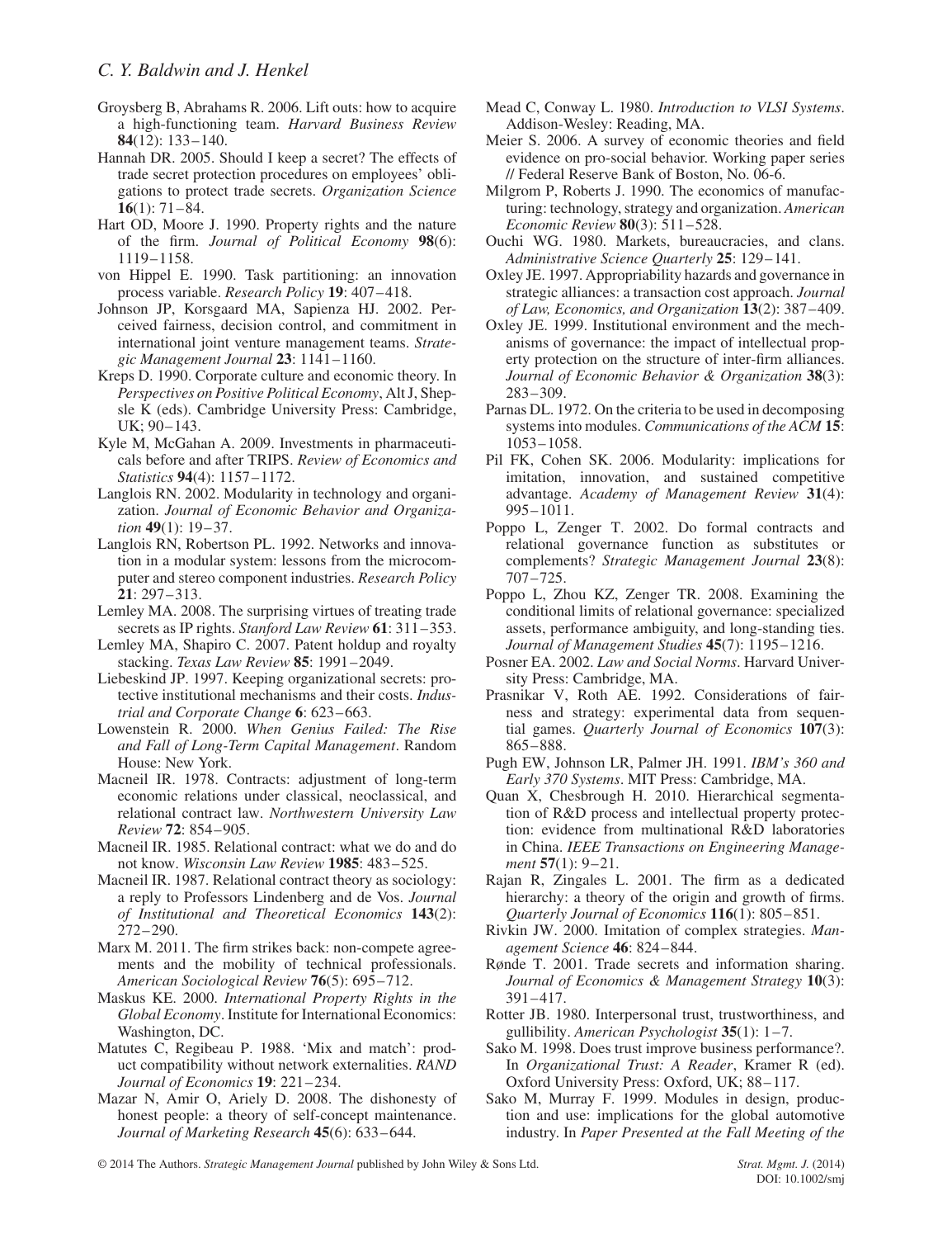Groysberg B, Abrahams R. 2006. Lift outs: how to acquire a high-functioning team. *Harvard Business Review* **84**(12): 133–140.

Hannah DR. 2005. Should I keep a secret? The effects of trade secret protection procedures on employees' obligations to protect trade secrets. *Organization Science* **16**(1): 71–84.

Hart OD, Moore J. 1990. Property rights and the nature of the firm. *Journal of Political Economy* **98**(6): 1119–1158.

von Hippel E. 1990. Task partitioning: an innovation process variable. *Research Policy* **19**: 407–418.

Johnson JP, Korsgaard MA, Sapienza HJ. 2002. Perceived fairness, decision control, and commitment in international joint venture management teams. *Strategic Management Journal* **23**: 1141–1160.

Kreps D. 1990. Corporate culture and economic theory. In *Perspectives on Positive Political Economy*, Alt J, Shepsle K (eds). Cambridge University Press: Cambridge, UK; 90–143.

Kyle M, McGahan A. 2009. Investments in pharmaceuticals before and after TRIPS. *Review of Economics and Statistics* **94**(4): 1157–1172.

Langlois RN. 2002. Modularity in technology and organization. *Journal of Economic Behavior and Organization* **49**(1): 19–37.

Langlois RN, Robertson PL. 1992. Networks and innovation in a modular system: lessons from the microcomputer and stereo component industries. *Research Policy* **21**: 297–313.

Lemley MA. 2008. The surprising virtues of treating trade secrets as IP rights. *Stanford Law Review* **61**: 311–353.

Lemley MA, Shapiro C. 2007. Patent holdup and royalty stacking. *Texas Law Review* **85**: 1991–2049.

Liebeskind JP. 1997. Keeping organizational secrets: protective institutional mechanisms and their costs. *Industrial and Corporate Change* **6**: 623–663.

Lowenstein R. 2000. *When Genius Failed: The Rise and Fall of Long-Term Capital Management*. Random House: New York.

Macneil IR. 1978. Contracts: adjustment of long-term economic relations under classical, neoclassical, and relational contract law. *Northwestern University Law Review* **72**: 854–905.

Macneil IR. 1985. Relational contract: what we do and do not know. *Wisconsin Law Review* **1985**: 483–525.

Macneil IR. 1987. Relational contract theory as sociology: a reply to Professors Lindenberg and de Vos. *Journal of Institutional and Theoretical Economics* **143**(2): 272–290.

Marx M. 2011. The firm strikes back: non-compete agreements and the mobility of technical professionals. *American Sociological Review* **76**(5): 695–712.

Maskus KE. 2000. *International Property Rights in the Global Economy*. Institute for International Economics: Washington, DC.

Matutes C, Regibeau P. 1988. 'Mix and match': product compatibility without network externalities. *RAND Journal of Economics* **19**: 221–234.

Mazar N, Amir O, Ariely D. 2008. The dishonesty of honest people: a theory of self-concept maintenance. *Journal of Marketing Research* **45**(6): 633–644.

Mead C, Conway L. 1980. *Introduction to VLSI Systems*. Addison-Wesley: Reading, MA.

Meier S. 2006. A survey of economic theories and field evidence on pro-social behavior. Working paper series // Federal Reserve Bank of Boston, No. 06-6.

Milgrom P, Roberts J. 1990. The economics of manufacturing: technology, strategy and organization. *American Economic Review* **80**(3): 511–528.

Ouchi WG. 1980. Markets, bureaucracies, and clans. *Administrative Science Quarterly* **25**: 129–141.

Oxley JE. 1997. Appropriability hazards and governance in strategic alliances: a transaction cost approach. *Journal of Law, Economics, and Organization* **13**(2): 387–409.

Oxley JE. 1999. Institutional environment and the mechanisms of governance: the impact of intellectual property protection on the structure of inter-firm alliances. *Journal of Economic Behavior & Organization* **38**(3): 283–309.

Parnas DL. 1972. On the criteria to be used in decomposing systems into modules. *Communications of the ACM* **15**: 1053–1058.

Pil FK, Cohen SK. 2006. Modularity: implications for imitation, innovation, and sustained competitive advantage. *Academy of Management Review* **31**(4): 995–1011.

Poppo L, Zenger T. 2002. Do formal contracts and relational governance function as substitutes or complements? *Strategic Management Journal* **23**(8): 707–725.

Poppo L, Zhou KZ, Zenger TR. 2008. Examining the conditional limits of relational governance: specialized assets, performance ambiguity, and long-standing ties. *Journal of Management Studies* **45**(7): 1195–1216.

Posner EA. 2002. *Law and Social Norms*. Harvard University Press: Cambridge, MA.

Prasnikar V, Roth AE. 1992. Considerations of fairness and strategy: experimental data from sequential games. *Quarterly Journal of Economics* **107**(3): 865–888.

Pugh EW, Johnson LR, Palmer JH. 1991. *IBM's 360 and Early 370 Systems*. MIT Press: Cambridge, MA.

Quan X, Chesbrough H. 2010. Hierarchical segmentation of R&D process and intellectual property protection: evidence from multinational R&D laboratories in China. *IEEE Transactions on Engineering Management* **57**(1): 9–21.

Rajan R, Zingales L. 2001. The firm as a dedicated hierarchy: a theory of the origin and growth of firms. *Quarterly Journal of Economics* **116**(1): 805–851.

Rivkin JW. 2000. Imitation of complex strategies. *Management Science* **46**: 824–844.

Rønde T. 2001. Trade secrets and information sharing. *Journal of Economics & Management Strategy* **10**(3): 391–417.

Rotter JB. 1980. Interpersonal trust, trustworthiness, and gullibility. *American Psychologist* **35**(1): 1–7.

Sako M. 1998. Does trust improve business performance?. In *Organizational Trust: A Reader*, Kramer R (ed). Oxford University Press: Oxford, UK; 88–117.

Sako M, Murray F. 1999. Modules in design, production and use: implications for the global automotive industry. In *Paper Presented at the Fall Meeting of the*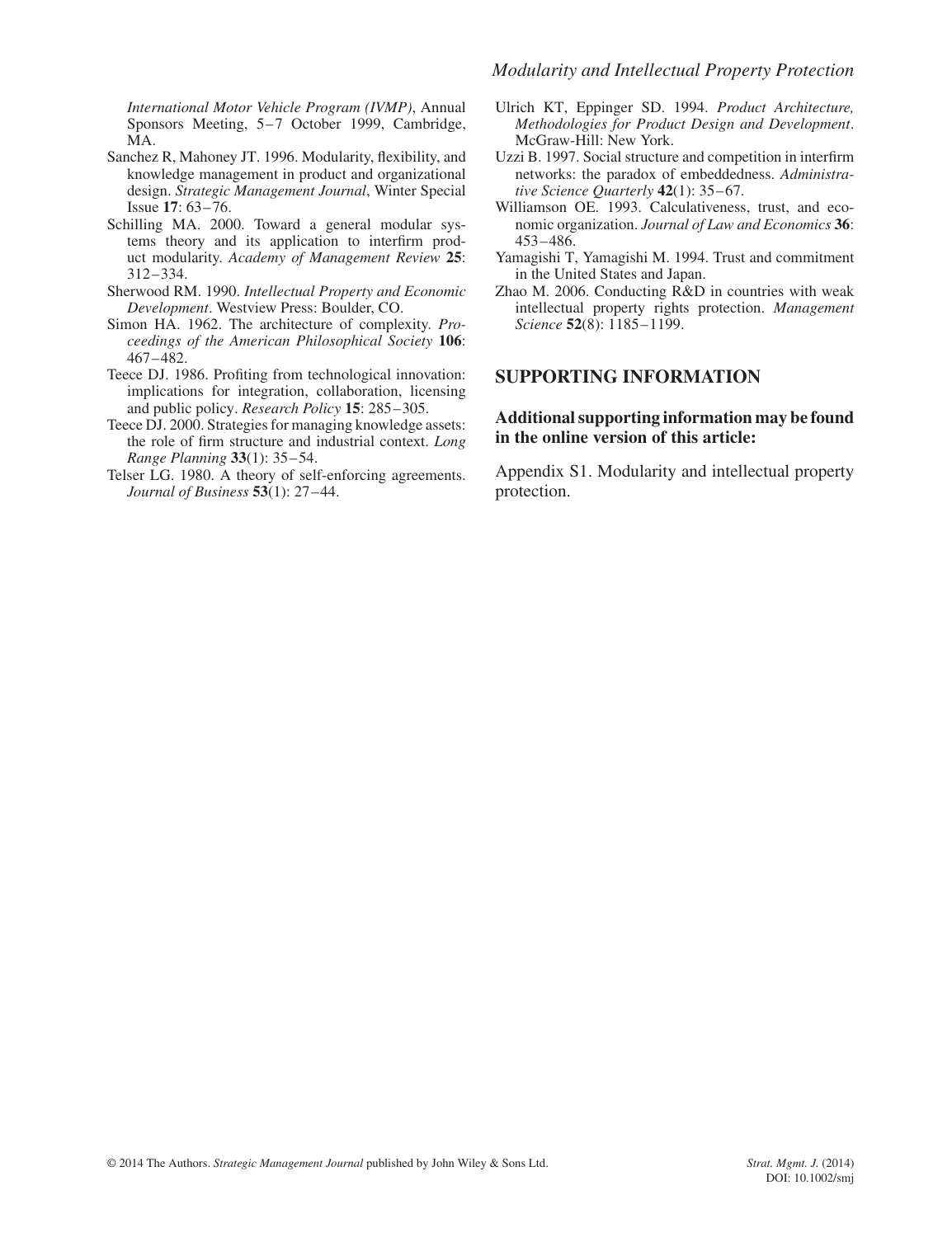*International Motor Vehicle Program (IVMP)*, Annual Sponsors Meeting, 5–7 October 1999, Cambridge, MA.

Sanchez R, Mahoney JT. 1996. Modularity, flexibility, and knowledge management in product and organizational design. *Strategic Management Journal*, Winter Special Issue **17**: 63–76.

Schilling MA. 2000. Toward a general modular systems theory and its application to interfirm product modularity. *Academy of Management Review* **25**: 312–334.

Sherwood RM. 1990. *Intellectual Property and Economic Development*. Westview Press: Boulder, CO.

Simon HA. 1962. The architecture of complexity. *Proceedings of the American Philosophical Society* **106**: 467–482.

Teece DJ. 1986. Profiting from technological innovation: implications for integration, collaboration, licensing and public policy. *Research Policy* **15**: 285–305.

Teece DJ. 2000. Strategies for managing knowledge assets: the role of firm structure and industrial context. *Long Range Planning* **33**(1): 35–54.

Telser LG. 1980. A theory of self-enforcing agreements. *Journal of Business* **53**(1): 27–44.

Ulrich KT, Eppinger SD. 1994. *Product Architecture, Methodologies for Product Design and Development*. McGraw-Hill: New York.

Uzzi B. 1997. Social structure and competition in interfirm networks: the paradox of embeddedness. *Administrative Science Quarterly* **42**(1): 35–67.

Williamson OE. 1993. Calculativeness, trust, and economic organization. *Journal of Law and Economics* **36**: 453–486.

Yamagishi T, Yamagishi M. 1994. Trust and commitment in the United States and Japan.

Zhao M. 2006. Conducting R&D in countries with weak intellectual property rights protection. *Management Science* **52**(8): 1185–1199.

## SUPPORTING INFORMATION

### Additional supporting information may be found in the online version of this article:

Appendix S1. Modularity and intellectual property protection.